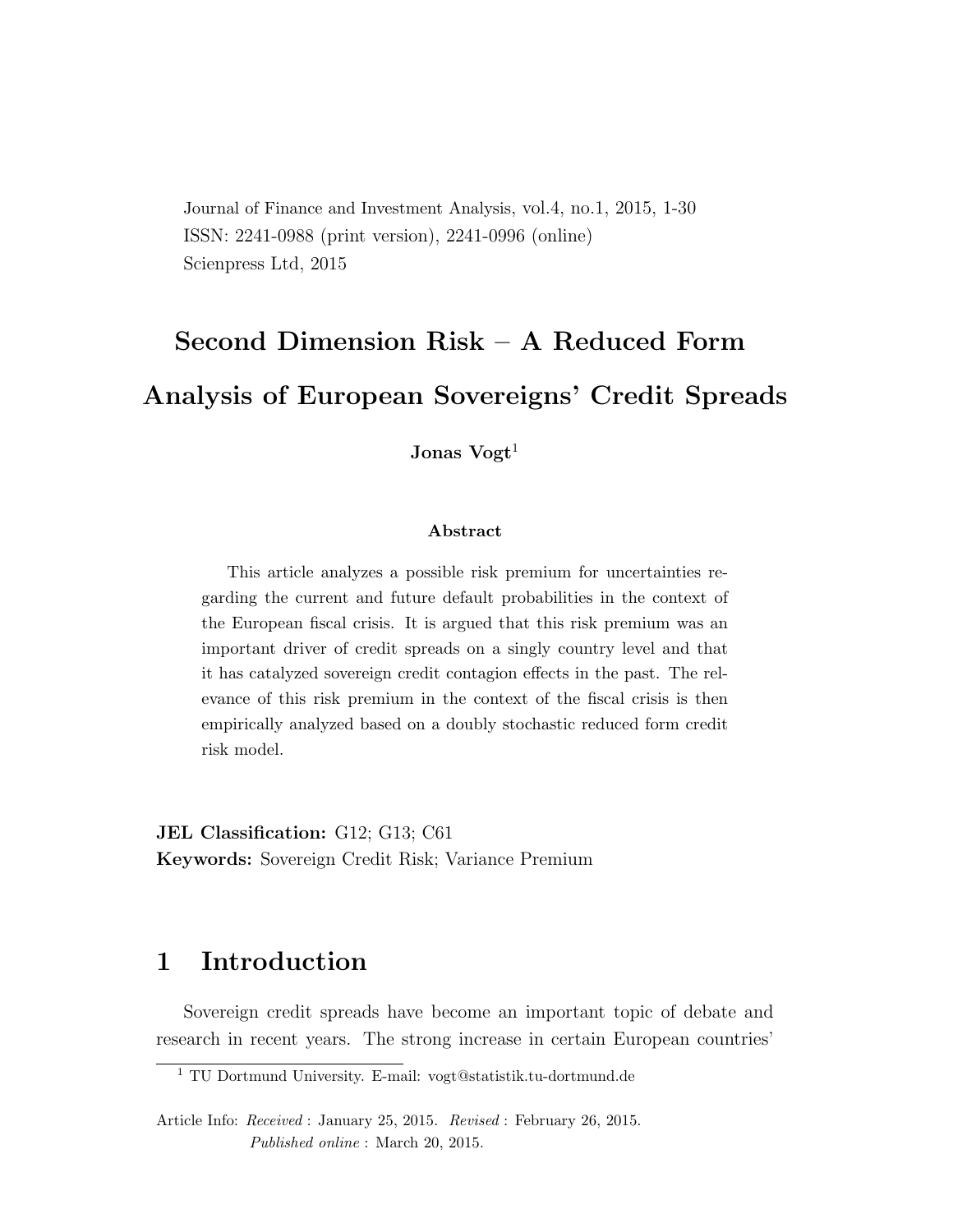Journal of Finance and Investment Analysis, vol.4, no.1, 2015, 1-30
ISSN: 2241-0988 (print version), 2241-0996 (online)
Scienpress Ltd, 2015

# Second Dimension Risk – A Reduced Form Analysis of European Sovereigns' Credit Spreads

**Jonas Vogt**[1]

### Abstract

This article analyzes a possible risk premium for uncertainties regarding the current and future default probabilities in the context of the European fiscal crisis. It is argued that this risk premium was an important driver of credit spreads on a singly country level and that it has catalyzed sovereign credit contagion effects in the past. The relevance of this risk premium in the context of the fiscal crisis is then empirically analyzed based on a doubly stochastic reduced form credit risk model.

**JEL Classification:** G12; G13; C61
**Keywords:** Sovereign Credit Risk; Variance Premium

## 1 Introduction

Sovereign credit spreads have become an important topic of debate and research in recent years. The strong increase in certain European countries'

[1] TU Dortmund University. E-mail: vogt@statistik.tu-dortmund.de

Article Info: *Received* : January 25, 2015. *Revised* : February 26, 2015.
*Published online* : March 20, 2015.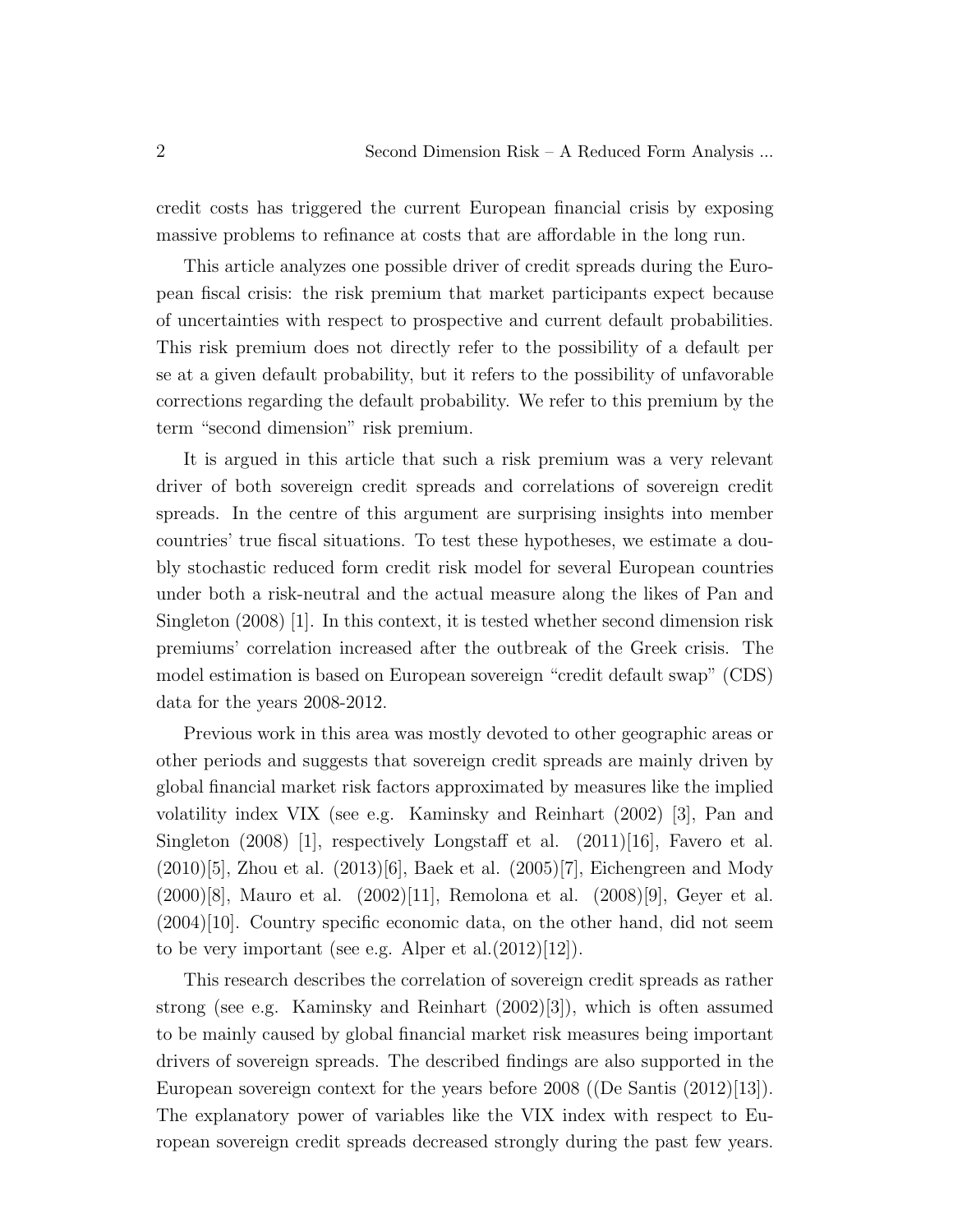credit costs has triggered the current European financial crisis by exposing massive problems to refinance at costs that are affordable in the long run.

This article analyzes one possible driver of credit spreads during the European fiscal crisis: the risk premium that market participants expect because of uncertainties with respect to prospective and current default probabilities. This risk premium does not directly refer to the possibility of a default per se at a given default probability, but it refers to the possibility of unfavorable corrections regarding the default probability. We refer to this premium by the term "second dimension" risk premium.

It is argued in this article that such a risk premium was a very relevant driver of both sovereign credit spreads and correlations of sovereign credit spreads. In the centre of this argument are surprising insights into member countries' true fiscal situations. To test these hypotheses, we estimate a doubly stochastic reduced form credit risk model for several European countries under both a risk-neutral and the actual measure along the likes of Pan and Singleton (2008) [1]. In this context, it is tested whether second dimension risk premiums' correlation increased after the outbreak of the Greek crisis. The model estimation is based on European sovereign "credit default swap" (CDS) data for the years 2008-2012.

Previous work in this area was mostly devoted to other geographic areas or other periods and suggests that sovereign credit spreads are mainly driven by global financial market risk factors approximated by measures like the implied volatility index VIX (see e.g. Kaminsky and Reinhart (2002) [3], Pan and Singleton (2008) [1], respectively Longstaff et al. (2011)[16], Favero et al. (2010)[5], Zhou et al. (2013)[6], Baek et al. (2005)[7], Eichengreen and Mody (2000)[8], Mauro et al. (2002)[11], Remolona et al. (2008)[9], Geyer et al. (2004)[10]. Country specific economic data, on the other hand, did not seem to be very important (see e.g. Alper et al.(2012)[12]).

This research describes the correlation of sovereign credit spreads as rather strong (see e.g. Kaminsky and Reinhart (2002)[3]), which is often assumed to be mainly caused by global financial market risk measures being important drivers of sovereign spreads. The described findings are also supported in the European sovereign context for the years before 2008 ((De Santis (2012)[13]). The explanatory power of variables like the VIX index with respect to European sovereign credit spreads decreased strongly during the past few years.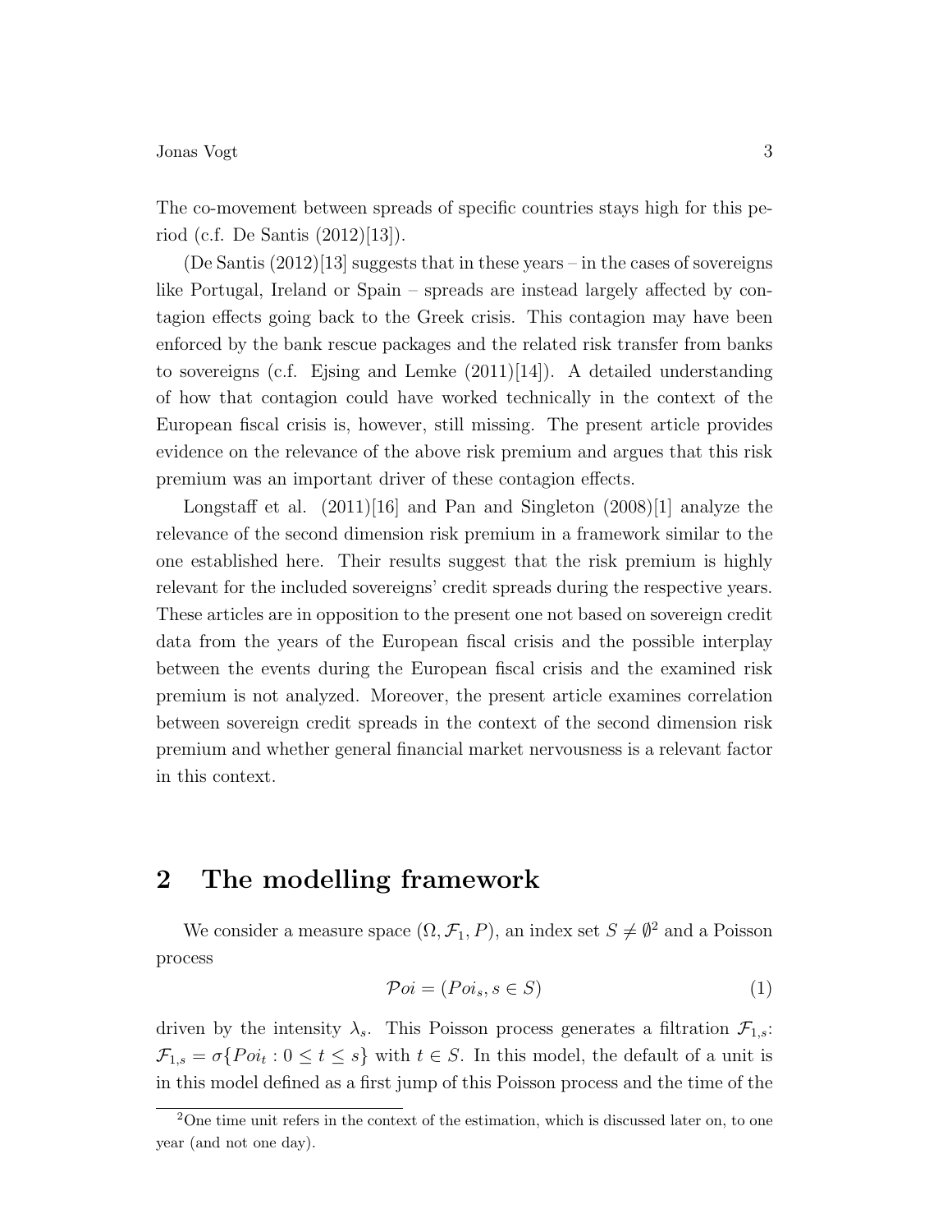The co-movement between spreads of specific countries stays high for this period (c.f. De Santis (2012)[13]).

(De Santis (2012)[13] suggests that in these years – in the cases of sovereigns like Portugal, Ireland or Spain – spreads are instead largely affected by contagion effects going back to the Greek crisis. This contagion may have been enforced by the bank rescue packages and the related risk transfer from banks to sovereigns (c.f. Ejsing and Lemke (2011)[14]). A detailed understanding of how that contagion could have worked technically in the context of the European fiscal crisis is, however, still missing. The present article provides evidence on the relevance of the above risk premium and argues that this risk premium was an important driver of these contagion effects.

Longstaff et al. (2011)[16] and Pan and Singleton (2008)[1] analyze the relevance of the second dimension risk premium in a framework similar to the one established here. Their results suggest that the risk premium is highly relevant for the included sovereigns' credit spreads during the respective years. These articles are in opposition to the present one not based on sovereign credit data from the years of the European fiscal crisis and the possible interplay between the events during the European fiscal crisis and the examined risk premium is not analyzed. Moreover, the present article examines correlation between sovereign credit spreads in the context of the second dimension risk premium and whether general financial market nervousness is a relevant factor in this context.

## 2 The modelling framework

We consider a measure space $(\Omega, \mathcal{F}_1, P)$, an index set $S \neq \emptyset$[2] and a Poisson process

$$\mathcal{P}oi = (Poi_s, s \in S) \tag{1}$$

driven by the intensity $\lambda_s$. This Poisson process generates a filtration $\mathcal{F}_{1,s}$: $\mathcal{F}_{1,s} = \sigma\{Poi_t : 0 \leq t \leq s\}$ with $t \in S$. In this model, the default of a unit is in this model defined as a first jump of this Poisson process and the time of the

[2] One time unit refers in the context of the estimation, which is discussed later on, to one year (and not one day).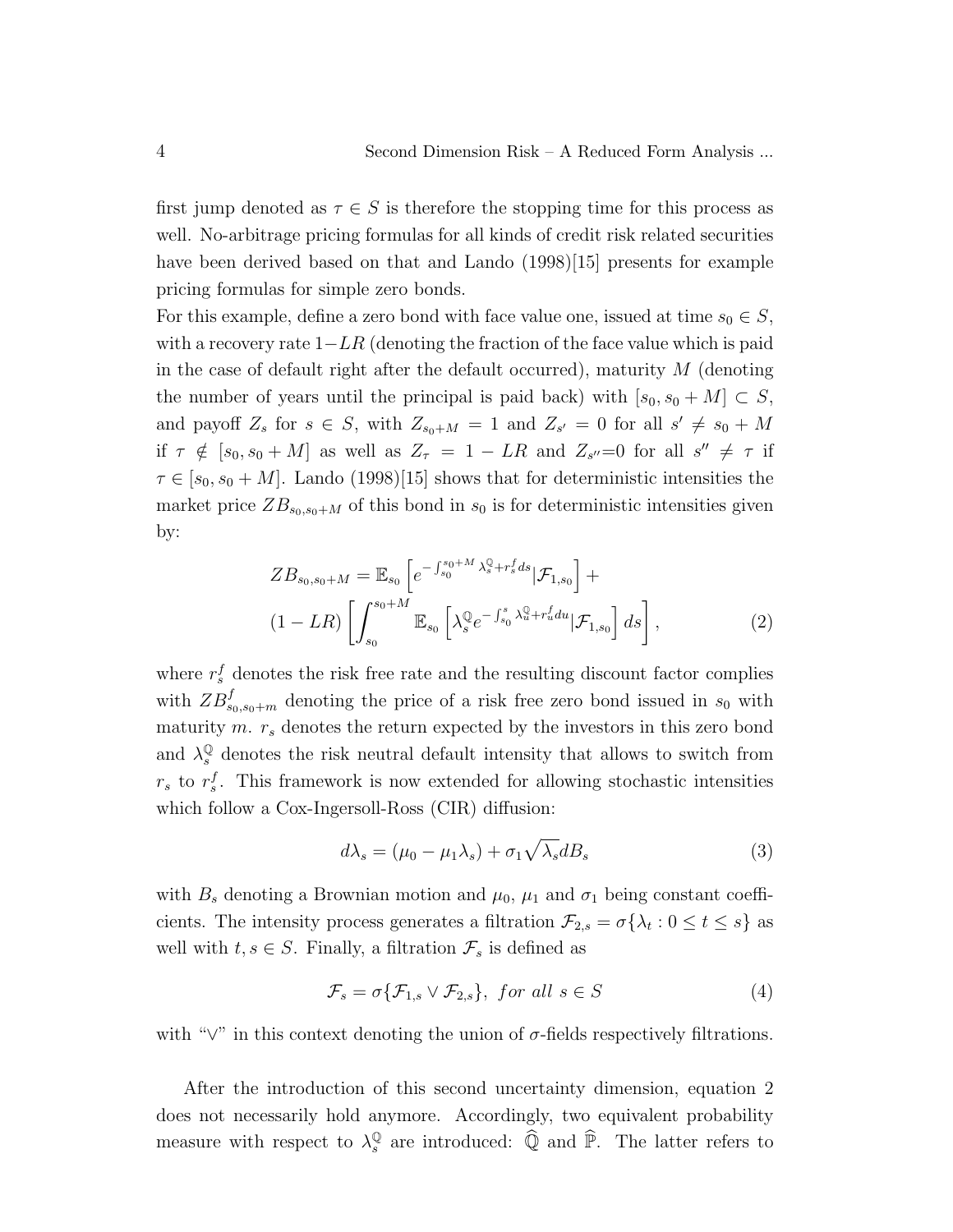first jump denoted as $\tau \in S$ is therefore the stopping time for this process as well. No-arbitrage pricing formulas for all kinds of credit risk related securities have been derived based on that and Lando (1998)[15] presents for example pricing formulas for simple zero bonds.

For this example, define a zero bond with face value one, issued at time $s_0 \in S$, with a recovery rate $1-LR$ (denoting the fraction of the face value which is paid in the case of default right after the default occurred), maturity $M$ (denoting the number of years until the principal is paid back) with $[s_0, s_0+M] \subset S$, and payoff $Z_s$ for $s \in S$, with $Z_{s_0+M} = 1$ and $Z_{s'} = 0$ for all $s' \neq s_0 + M$ if $\tau \notin [s_0, s_0+M]$ as well as $Z_\tau = 1 - LR$ and $Z_{s''}=0$ for all $s'' \neq \tau$ if $\tau \in [s_0, s_0+M]$. Lando (1998)[15] shows that for deterministic intensities the market price $ZB_{s_0,s_0+M}$ of this bond in $s_0$ is for deterministic intensities given by:

$$
\begin{aligned}
ZB_{s_0,s_0+M} = \mathbb{E}_{s_0}\left[e^{-\int_{s_0}^{s_0+M}\lambda_s^{\mathbb{Q}}+r_s^f ds}|\mathcal{F}_{1,s_0}\right] + \\
(1-LR)\left[\int_{s_0}^{s_0+M}\mathbb{E}_{s_0}\left[\lambda_s^{\mathbb{Q}}e^{-\int_{s_0}^{s}\lambda_u^{\mathbb{Q}}+r_u^f du}|\mathcal{F}_{1,s_0}\right]ds\right],
\end{aligned}
\tag{2}
$$

where $r_s^f$ denotes the risk free rate and the resulting discount factor complies with $ZB_{s_0,s_0+m}^f$ denoting the price of a risk free zero bond issued in $s_0$ with maturity $m$. $r_s$ denotes the return expected by the investors in this zero bond and $\lambda_s^{\mathbb{Q}}$ denotes the risk neutral default intensity that allows to switch from $r_s$ to $r_s^f$. This framework is now extended for allowing stochastic intensities which follow a Cox-Ingersoll-Ross (CIR) diffusion:

$$
d\lambda_s = (\mu_0 - \mu_1\lambda_s) + \sigma_1\sqrt{\lambda_s}dB_s \tag{3}
$$

with $B_s$ denoting a Brownian motion and $\mu_0$, $\mu_1$ and $\sigma_1$ being constant coefficients. The intensity process generates a filtration $\mathcal{F}_{2,s} = \sigma\{\lambda_t : 0 \leq t \leq s\}$ as well with $t, s \in S$. Finally, a filtration $\mathcal{F}_s$ is defined as

$$
\mathcal{F}_s = \sigma\{\mathcal{F}_{1,s} \vee \mathcal{F}_{2,s}\},\ for\ all\ s \in S \tag{4}
$$

with "$\vee$" in this context denoting the union of $\sigma$-fields respectively filtrations.

After the introduction of this second uncertainty dimension, equation 2 does not necessarily hold anymore. Accordingly, two equivalent probability measure with respect to $\lambda_s^{\mathbb{Q}}$ are introduced: $\widehat{\mathbb{Q}}$ and $\widehat{\mathbb{P}}$. The latter refers to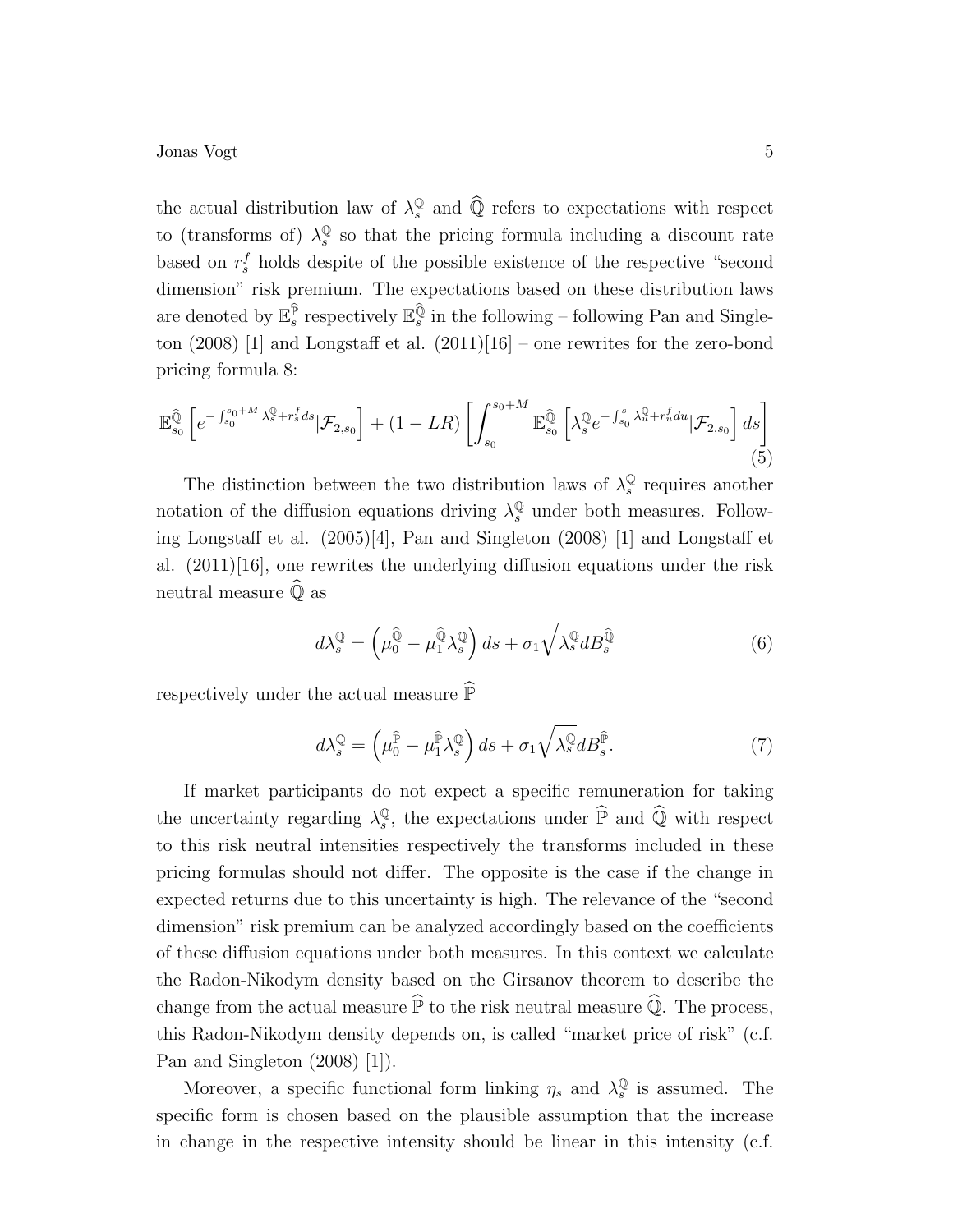the actual distribution law of $\lambda_s^{\mathbb{Q}}$ and $\widehat{\mathbb{Q}}$ refers to expectations with respect to (transforms of) $\lambda_s^{\mathbb{Q}}$ so that the pricing formula including a discount rate based on $r_s^f$ holds despite of the possible existence of the respective "second dimension" risk premium. The expectations based on these distribution laws are denoted by $\mathbb{E}_s^{\widehat{\mathbb{P}}}$ respectively $\mathbb{E}_s^{\widehat{\mathbb{Q}}}$ in the following – following Pan and Singleton (2008) [1] and Longstaff et al. (2011)[16] – one rewrites for the zero-bond pricing formula 8:

$$\mathbb{E}_{s_0}^{\widehat{\mathbb{Q}}}\left[e^{-\int_{s_0}^{s_0+M}\lambda_s^{\mathbb{Q}}+r_s^f ds}|\mathcal{F}_{2,s_0}\right]+(1-LR)\left[\int_{s_0}^{s_0+M}\mathbb{E}_{s_0}^{\widehat{\mathbb{Q}}}\left[\lambda_s^{\mathbb{Q}}e^{-\int_{s_0}^{s}\lambda_u^{\mathbb{Q}}+r_u^f du}|\mathcal{F}_{2,s_0}\right]ds\right] \tag{5}$$

The distinction between the two distribution laws of $\lambda_s^{\mathbb{Q}}$ requires another notation of the diffusion equations driving $\lambda_s^{\mathbb{Q}}$ under both measures. Following Longstaff et al. (2005)[4], Pan and Singleton (2008) [1] and Longstaff et al. (2011)[16], one rewrites the underlying diffusion equations under the risk neutral measure $\widehat{\mathbb{Q}}$ as

$$d\lambda_s^{\mathbb{Q}}=\left(\mu_0^{\widehat{\mathbb{Q}}}-\mu_1^{\widehat{\mathbb{Q}}}\lambda_s^{\mathbb{Q}}\right)ds+\sigma_1\sqrt{\lambda_s^{\mathbb{Q}}}dB_s^{\widehat{\mathbb{Q}}} \tag{6}$$

respectively under the actual measure $\widehat{\mathbb{P}}$

$$d\lambda_s^{\mathbb{Q}}=\left(\mu_0^{\widehat{\mathbb{P}}}-\mu_1^{\widehat{\mathbb{P}}}\lambda_s^{\mathbb{Q}}\right)ds+\sigma_1\sqrt{\lambda_s^{\mathbb{Q}}}dB_s^{\widehat{\mathbb{P}}}. \tag{7}$$

If market participants do not expect a specific remuneration for taking the uncertainty regarding $\lambda_s^{\mathbb{Q}}$, the expectations under $\widehat{\mathbb{P}}$ and $\widehat{\mathbb{Q}}$ with respect to this risk neutral intensities respectively the transforms included in these pricing formulas should not differ. The opposite is the case if the change in expected returns due to this uncertainty is high. The relevance of the "second dimension" risk premium can be analyzed accordingly based on the coefficients of these diffusion equations under both measures. In this context we calculate the Radon-Nikodym density based on the Girsanov theorem to describe the change from the actual measure $\widehat{\mathbb{P}}$ to the risk neutral measure $\widehat{\mathbb{Q}}$. The process, this Radon-Nikodym density depends on, is called "market price of risk" (c.f. Pan and Singleton (2008) [1]).

Moreover, a specific functional form linking $\eta_s$ and $\lambda_s^{\mathbb{Q}}$ is assumed. The specific form is chosen based on the plausible assumption that the increase in change in the respective intensity should be linear in this intensity (c.f.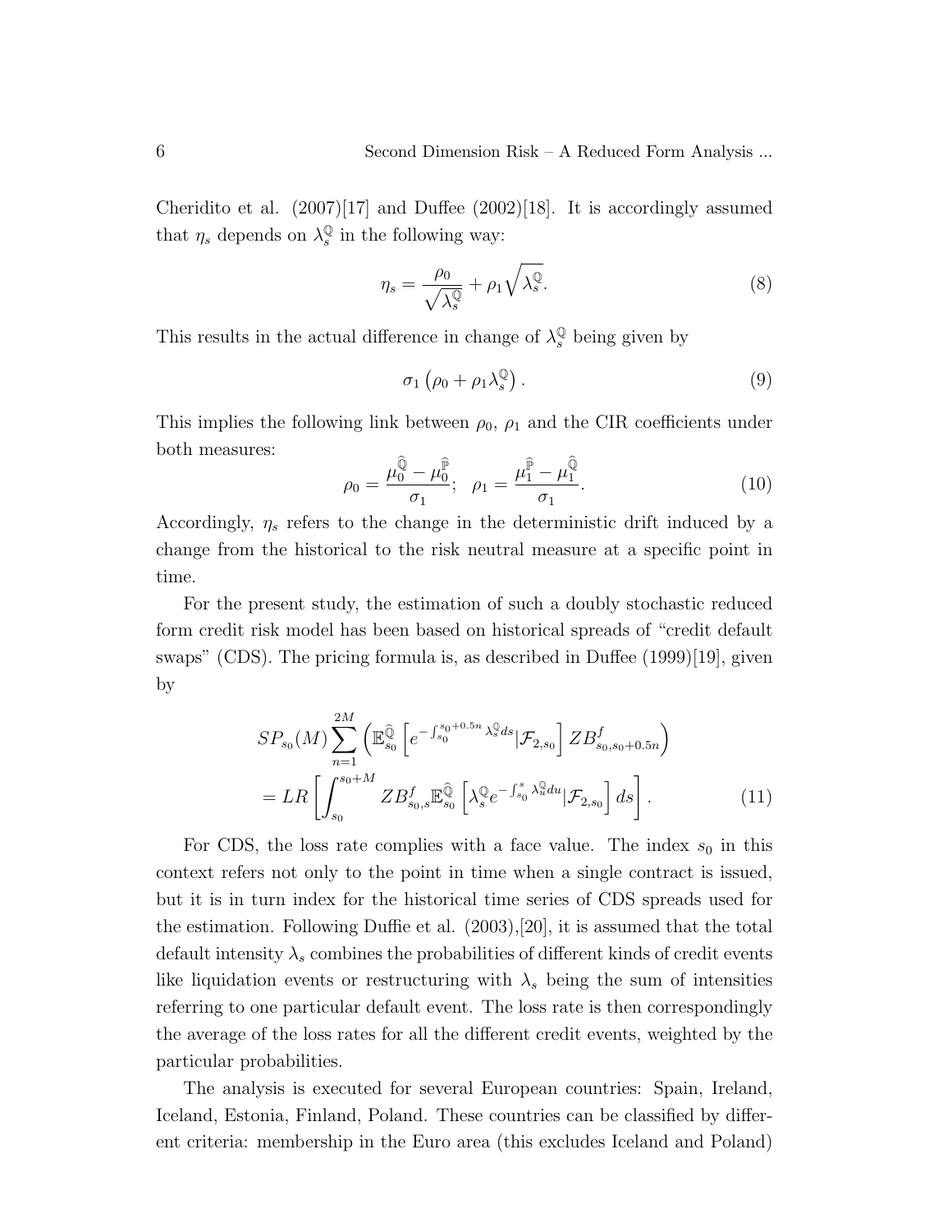Cheridito et al. (2007)[17] and Duffee (2002)[18]. It is accordingly assumed that $\eta_s$ depends on $\lambda_s^{\mathbb{Q}}$ in the following way:

$$\eta_s = \frac{\rho_0}{\sqrt{\lambda_s^{\mathbb{Q}}}} + \rho_1 \sqrt{\lambda_s^{\mathbb{Q}}}. \tag{8}$$

This results in the actual difference in change of $\lambda_s^{\mathbb{Q}}$ being given by

$$\sigma_1 \left( \rho_0 + \rho_1 \lambda_s^{\mathbb{Q}} \right). \tag{9}$$

This implies the following link between $\rho_0$, $\rho_1$ and the CIR coefficients under both measures:

$$\rho_0 = \frac{\mu_0^{\widehat{\mathbb{Q}}} - \mu_0^{\widehat{\mathbb{P}}}}{\sigma_1}; \quad \rho_1 = \frac{\mu_1^{\widehat{\mathbb{P}}} - \mu_1^{\widehat{\mathbb{Q}}}}{\sigma_1}. \tag{10}$$

Accordingly, $\eta_s$ refers to the change in the deterministic drift induced by a change from the historical to the risk neutral measure at a specific point in time.

For the present study, the estimation of such a doubly stochastic reduced form credit risk model has been based on historical spreads of "credit default swaps" (CDS). The pricing formula is, as described in Duffee (1999)[19], given by

$$\begin{aligned} &SP_{s_0}(M) \sum_{n=1}^{2M} \left( \mathbb{E}_{s_0}^{\widehat{\mathbb{Q}}} \left[ e^{-\int_{s_0}^{s_0+0.5n} \lambda_s^{\mathbb{Q}} ds} | \mathcal{F}_{2,s_0} \right] ZB_{s_0,s_0+0.5n}^f \right) \\ &= LR \left[ \int_{s_0}^{s_0+M} ZB_{s_0,s}^f \mathbb{E}_{s_0}^{\widehat{\mathbb{Q}}} \left[ \lambda_s^{\mathbb{Q}} e^{-\int_{s_0}^{s} \lambda_u^{\mathbb{Q}} du} | \mathcal{F}_{2,s_0} \right] ds \right]. \end{aligned} \tag{11}$$

For CDS, the loss rate complies with a face value. The index $s_0$ in this context refers not only to the point in time when a single contract is issued, but it is in turn index for the historical time series of CDS spreads used for the estimation. Following Duffie et al. (2003),[20], it is assumed that the total default intensity $\lambda_s$ combines the probabilities of different kinds of credit events like liquidation events or restructuring with $\lambda_s$ being the sum of intensities referring to one particular default event. The loss rate is then correspondingly the average of the loss rates for all the different credit events, weighted by the particular probabilities.

The analysis is executed for several European countries: Spain, Ireland, Iceland, Estonia, Finland, Poland. These countries can be classified by different criteria: membership in the Euro area (this excludes Iceland and Poland)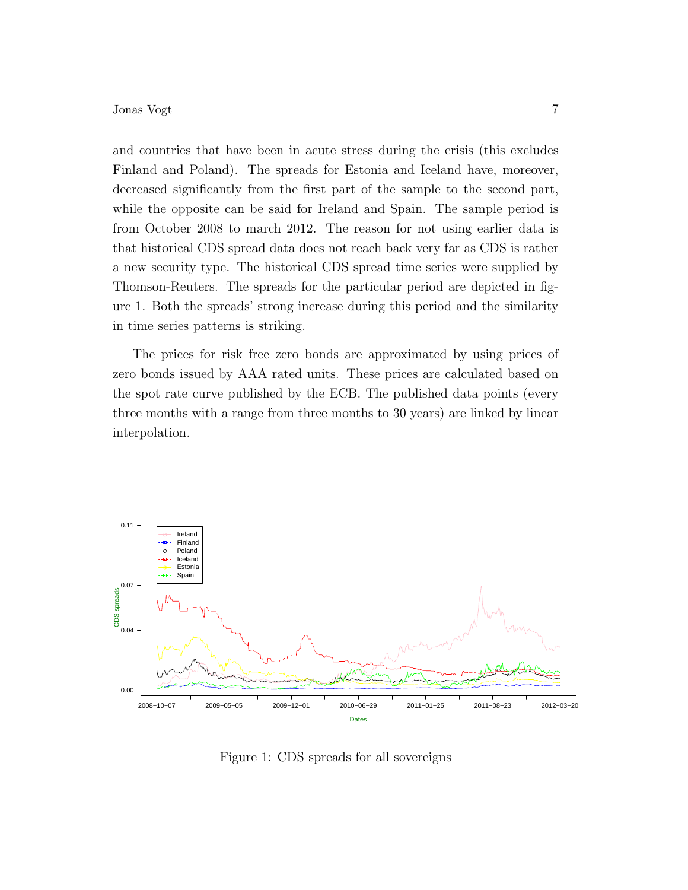and countries that have been in acute stress during the crisis (this excludes Finland and Poland). The spreads for Estonia and Iceland have, moreover, decreased significantly from the first part of the sample to the second part, while the opposite can be said for Ireland and Spain. The sample period is from October 2008 to march 2012. The reason for not using earlier data is that historical CDS spread data does not reach back very far as CDS is rather a new security type. The historical CDS spread time series were supplied by Thomson-Reuters. The spreads for the particular period are depicted in figure 1. Both the spreads' strong increase during this period and the similarity in time series patterns is striking.

The prices for risk free zero bonds are approximated by using prices of zero bonds issued by AAA rated units. These prices are calculated based on the spot rate curve published by the ECB. The published data points (every three months with a range from three months to 30 years) are linked by linear interpolation.

Figure 1: CDS spreads for all sovereigns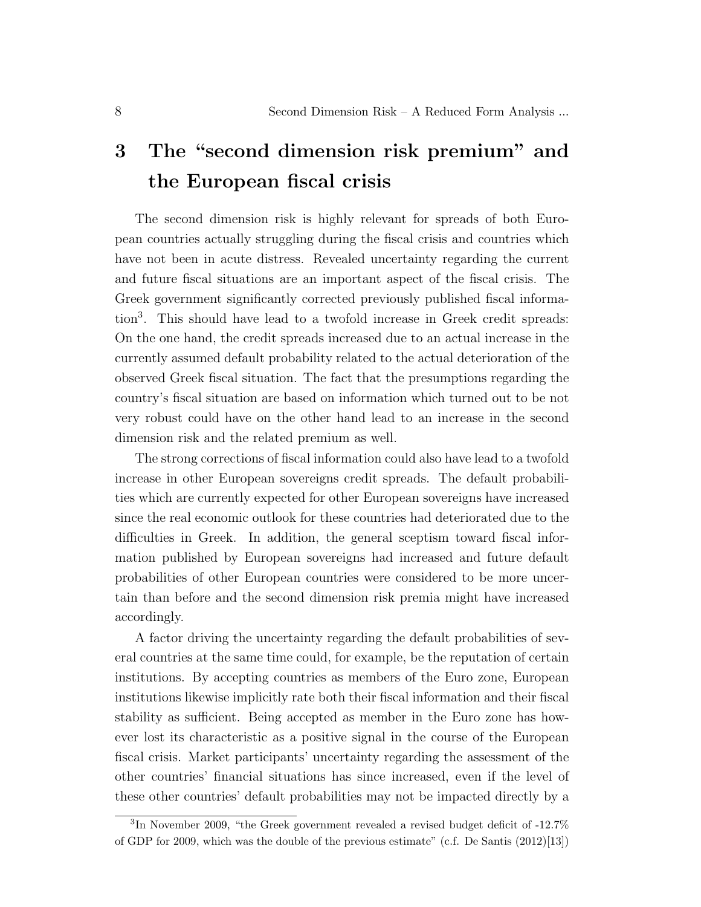# 3 The "second dimension risk premium" and the European fiscal crisis

The second dimension risk is highly relevant for spreads of both European countries actually struggling during the fiscal crisis and countries which have not been in acute distress. Revealed uncertainty regarding the current and future fiscal situations are an important aspect of the fiscal crisis. The Greek government significantly corrected previously published fiscal information[3]. This should have lead to a twofold increase in Greek credit spreads: On the one hand, the credit spreads increased due to an actual increase in the currently assumed default probability related to the actual deterioration of the observed Greek fiscal situation. The fact that the presumptions regarding the country's fiscal situation are based on information which turned out to be not very robust could have on the other hand lead to an increase in the second dimension risk and the related premium as well.

The strong corrections of fiscal information could also have lead to a twofold increase in other European sovereigns credit spreads. The default probabilities which are currently expected for other European sovereigns have increased since the real economic outlook for these countries had deteriorated due to the difficulties in Greek. In addition, the general sceptism toward fiscal information published by European sovereigns had increased and future default probabilities of other European countries were considered to be more uncertain than before and the second dimension risk premia might have increased accordingly.

A factor driving the uncertainty regarding the default probabilities of several countries at the same time could, for example, be the reputation of certain institutions. By accepting countries as members of the Euro zone, European institutions likewise implicitly rate both their fiscal information and their fiscal stability as sufficient. Being accepted as member in the Euro zone has however lost its characteristic as a positive signal in the course of the European fiscal crisis. Market participants' uncertainty regarding the assessment of the other countries' financial situations has since increased, even if the level of these other countries' default probabilities may not be impacted directly by a

[3] In November 2009, "the Greek government revealed a revised budget deficit of -12.7% of GDP for 2009, which was the double of the previous estimate" (c.f. De Santis (2012)[13])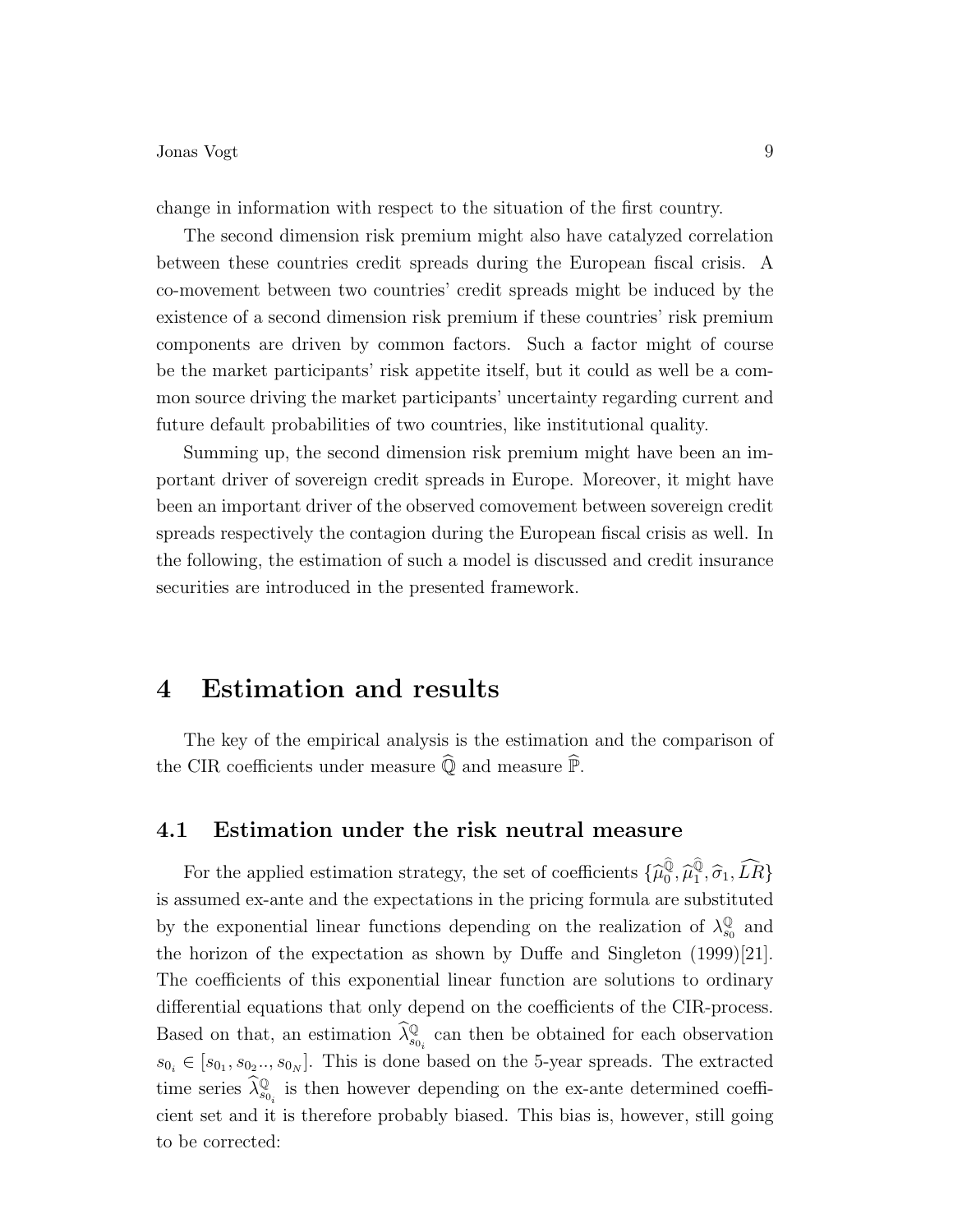change in information with respect to the situation of the first country.

The second dimension risk premium might also have catalyzed correlation between these countries credit spreads during the European fiscal crisis. A co-movement between two countries' credit spreads might be induced by the existence of a second dimension risk premium if these countries' risk premium components are driven by common factors. Such a factor might of course be the market participants' risk appetite itself, but it could as well be a common source driving the market participants' uncertainty regarding current and future default probabilities of two countries, like institutional quality.

Summing up, the second dimension risk premium might have been an important driver of sovereign credit spreads in Europe. Moreover, it might have been an important driver of the observed comovement between sovereign credit spreads respectively the contagion during the European fiscal crisis as well. In the following, the estimation of such a model is discussed and credit insurance securities are introduced in the presented framework.

# 4 Estimation and results

The key of the empirical analysis is the estimation and the comparison of the CIR coefficients under measure $\widehat{\mathbb{Q}}$ and measure $\widehat{\mathbb{P}}$.

## 4.1 Estimation under the risk neutral measure

For the applied estimation strategy, the set of coefficients $\{\widehat{\mu}_0^{\widehat{\mathbb{Q}}}, \widehat{\mu}_1^{\widehat{\mathbb{Q}}}, \widehat{\sigma}_1, \widehat{LR}\}$ is assumed ex-ante and the expectations in the pricing formula are substituted by the exponential linear functions depending on the realization of $\lambda_{s_0}^{\mathbb{Q}}$ and the horizon of the expectation as shown by Duffe and Singleton (1999)[21]. The coefficients of this exponential linear function are solutions to ordinary differential equations that only depend on the coefficients of the CIR-process. Based on that, an estimation $\widehat{\lambda}_{s_{0_i}}^{\mathbb{Q}}$ can then be obtained for each observation $s_{0_i} \in [s_{0_1}, s_{0_2}.., s_{0_N}]$. This is done based on the 5-year spreads. The extracted time series $\widehat{\lambda}_{s_{0_i}}^{\mathbb{Q}}$ is then however depending on the ex-ante determined coefficient set and it is therefore probably biased. This bias is, however, still going to be corrected: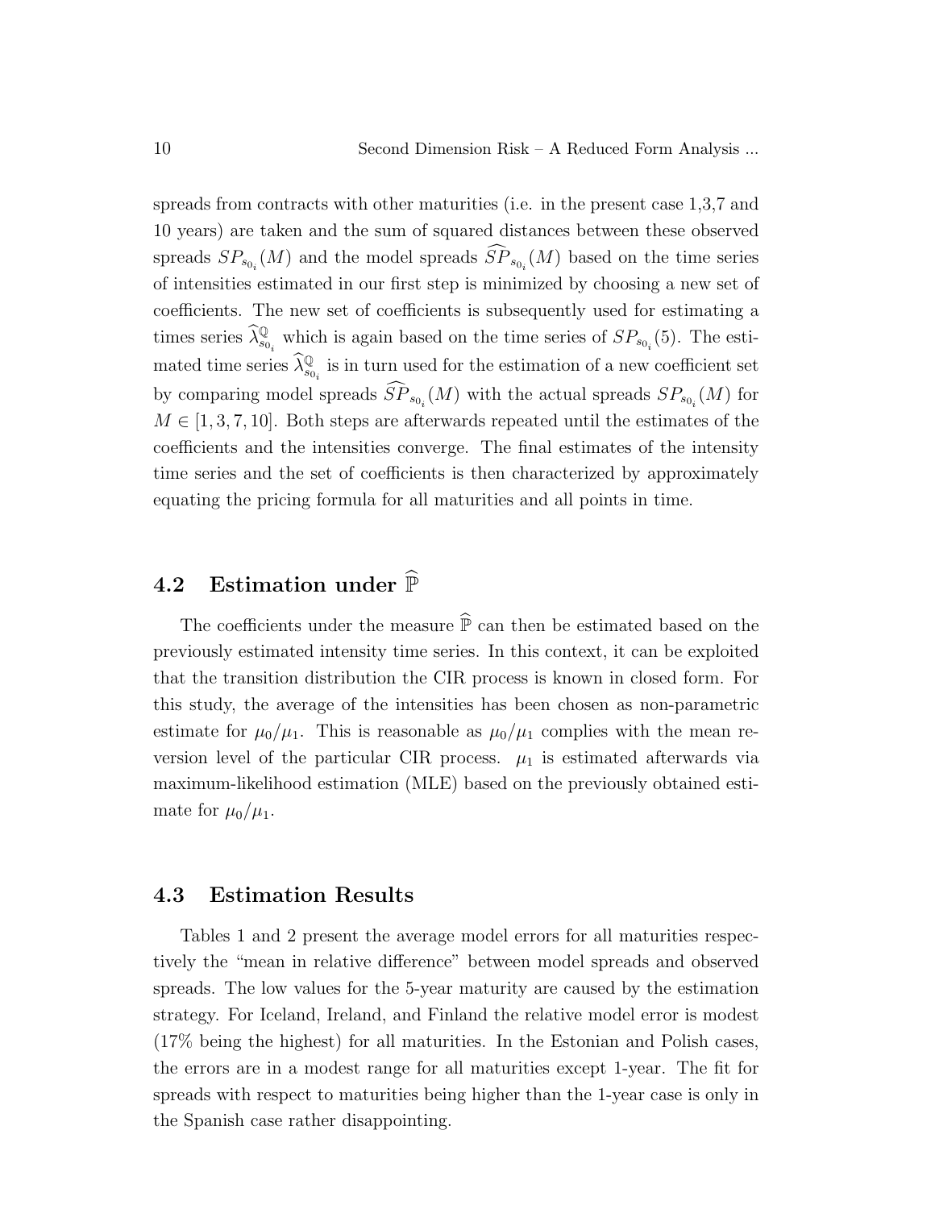spreads from contracts with other maturities (i.e. in the present case 1,3,7 and 10 years) are taken and the sum of squared distances between these observed spreads $SP_{s_{0_i}}(M)$ and the model spreads $\widehat{SP}_{s_{0_i}}(M)$ based on the time series of intensities estimated in our first step is minimized by choosing a new set of coefficients. The new set of coefficients is subsequently used for estimating a times series $\widehat{\lambda}^{\mathbb{Q}}_{s_{0_i}}$ which is again based on the time series of $SP_{s_{0_i}}(5)$. The estimated time series $\widehat{\lambda}^{\mathbb{Q}}_{s_{0_i}}$ is in turn used for the estimation of a new coefficient set by comparing model spreads $\widehat{SP}_{s_{0_i}}(M)$ with the actual spreads $SP_{s_{0_i}}(M)$ for $M \in [1, 3, 7, 10]$. Both steps are afterwards repeated until the estimates of the coefficients and the intensities converge. The final estimates of the intensity time series and the set of coefficients is then characterized by approximately equating the pricing formula for all maturities and all points in time.

## 4.2 Estimation under $\widehat{\mathbb{P}}$

The coefficients under the measure $\widehat{\mathbb{P}}$ can then be estimated based on the previously estimated intensity time series. In this context, it can be exploited that the transition distribution the CIR process is known in closed form. For this study, the average of the intensities has been chosen as non-parametric estimate for $\mu_0/\mu_1$. This is reasonable as $\mu_0/\mu_1$ complies with the mean reversion level of the particular CIR process. $\mu_1$ is estimated afterwards via maximum-likelihood estimation (MLE) based on the previously obtained estimate for $\mu_0/\mu_1$.

## 4.3 Estimation Results

Tables 1 and 2 present the average model errors for all maturities respectively the "mean in relative difference" between model spreads and observed spreads. The low values for the 5-year maturity are caused by the estimation strategy. For Iceland, Ireland, and Finland the relative model error is modest (17% being the highest) for all maturities. In the Estonian and Polish cases, the errors are in a modest range for all maturities except 1-year. The fit for spreads with respect to maturities being higher than the 1-year case is only in the Spanish case rather disappointing.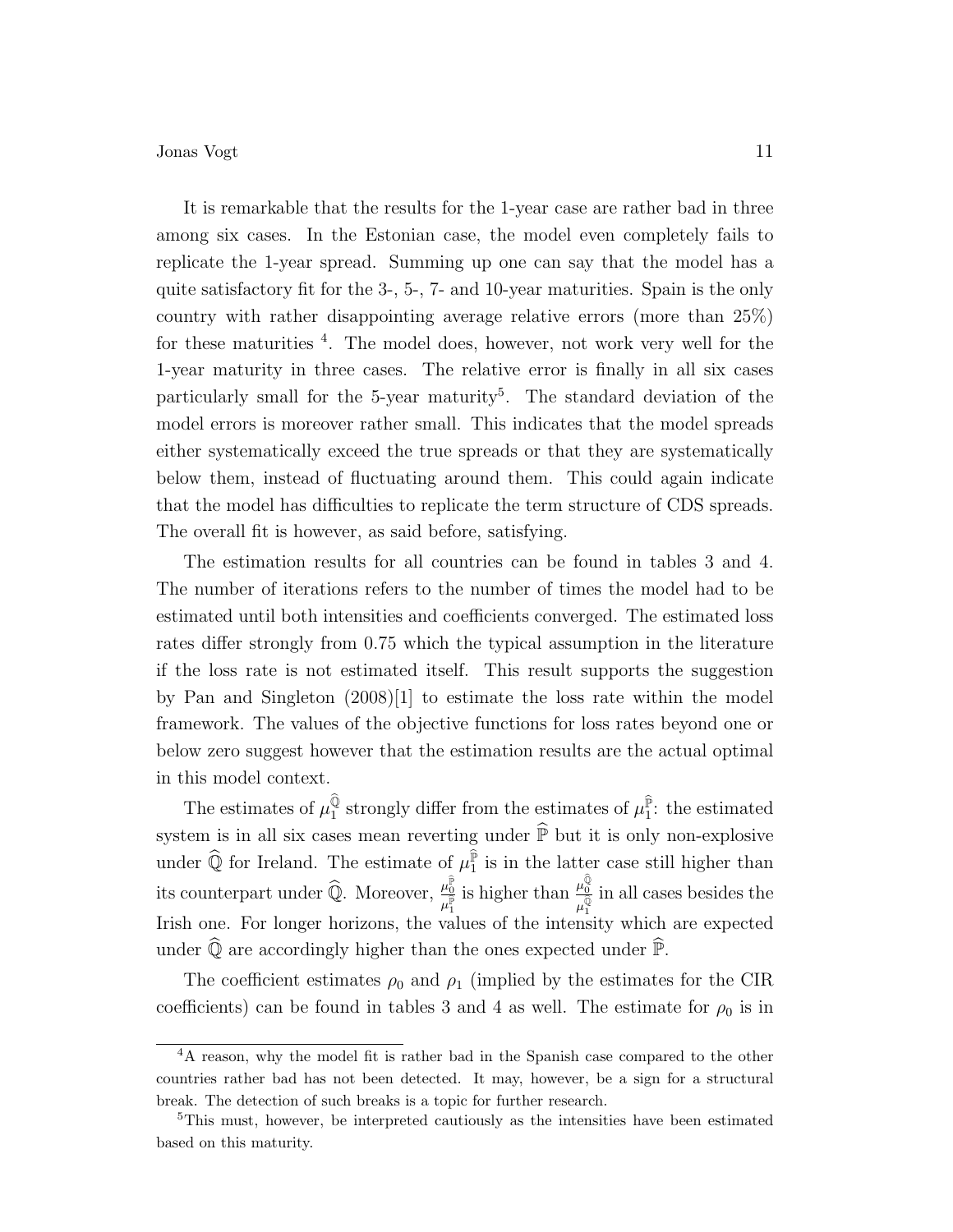It is remarkable that the results for the 1-year case are rather bad in three among six cases. In the Estonian case, the model even completely fails to replicate the 1-year spread. Summing up one can say that the model has a quite satisfactory fit for the 3-, 5-, 7- and 10-year maturities. Spain is the only country with rather disappointing average relative errors (more than 25%) for these maturities [4]. The model does, however, not work very well for the 1-year maturity in three cases. The relative error is finally in all six cases particularly small for the 5-year maturity[5]. The standard deviation of the model errors is moreover rather small. This indicates that the model spreads either systematically exceed the true spreads or that they are systematically below them, instead of fluctuating around them. This could again indicate that the model has difficulties to replicate the term structure of CDS spreads. The overall fit is however, as said before, satisfying.

The estimation results for all countries can be found in tables 3 and 4. The number of iterations refers to the number of times the model had to be estimated until both intensities and coefficients converged. The estimated loss rates differ strongly from 0.75 which the typical assumption in the literature if the loss rate is not estimated itself. This result supports the suggestion by Pan and Singleton (2008)[1] to estimate the loss rate within the model framework. The values of the objective functions for loss rates beyond one or below zero suggest however that the estimation results are the actual optimal in this model context.

The estimates of $\mu_1^{\widehat{\mathbb{Q}}}$ strongly differ from the estimates of $\mu_1^{\widehat{\mathbb{P}}}$: the estimated system is in all six cases mean reverting under $\widehat{\mathbb{P}}$ but it is only non-explosive under $\widehat{\mathbb{Q}}$ for Ireland. The estimate of $\mu_1^{\widehat{\mathbb{P}}}$ is in the latter case still higher than its counterpart under $\widehat{\mathbb{Q}}$. Moreover, $\frac{\mu_0^{\widehat{\mathbb{P}}}}{\mu_1^{\widehat{\mathbb{P}}}}$ is higher than $\frac{\mu_0^{\widehat{\mathbb{Q}}}}{\mu_1^{\widehat{\mathbb{Q}}}}$ in all cases besides the Irish one. For longer horizons, the values of the intensity which are expected under $\widehat{\mathbb{Q}}$ are accordingly higher than the ones expected under $\widehat{\mathbb{P}}$.

The coefficient estimates $\rho_0$ and $\rho_1$ (implied by the estimates for the CIR coefficients) can be found in tables 3 and 4 as well. The estimate for $\rho_0$ is in

---

[4] A reason, why the model fit is rather bad in the Spanish case compared to the other countries rather bad has not been detected. It may, however, be a sign for a structural break. The detection of such breaks is a topic for further research.

[5] This must, however, be interpreted cautiously as the intensities have been estimated based on this maturity.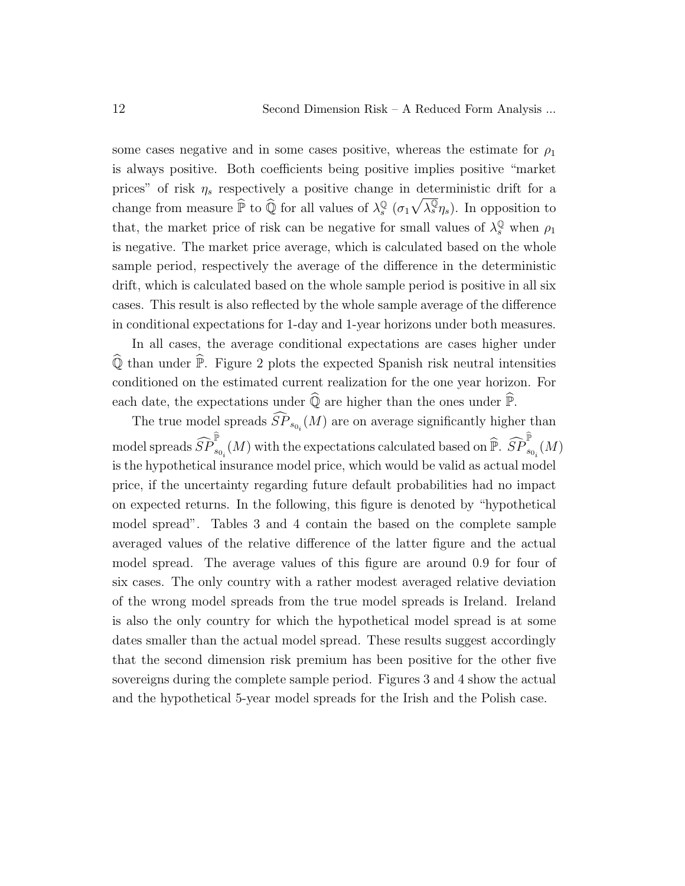some cases negative and in some cases positive, whereas the estimate for $\rho_1$ is always positive. Both coefficients being positive implies positive "market prices" of risk $\eta_s$ respectively a positive change in deterministic drift for a change from measure $\widehat{\mathbb{P}}$ to $\widehat{\mathbb{Q}}$ for all values of $\lambda_s^{\mathbb{Q}}$ ($\sigma_1 \sqrt{\lambda_s^{\mathbb{Q}}} \eta_s$). In opposition to that, the market price of risk can be negative for small values of $\lambda_s^{\mathbb{Q}}$ when $\rho_1$ is negative. The market price average, which is calculated based on the whole sample period, respectively the average of the difference in the deterministic drift, which is calculated based on the whole sample period is positive in all six cases. This result is also reflected by the whole sample average of the difference in conditional expectations for 1-day and 1-year horizons under both measures.

In all cases, the average conditional expectations are cases higher under $\widehat{\mathbb{Q}}$ than under $\widehat{\mathbb{P}}$. Figure 2 plots the expected Spanish risk neutral intensities conditioned on the estimated current realization for the one year horizon. For each date, the expectations under $\widehat{\mathbb{Q}}$ are higher than the ones under $\widehat{\mathbb{P}}$.

The true model spreads $\widehat{SP}_{s_{0_i}}(M)$ are on average significantly higher than model spreads $\widehat{SP}^{\widehat{\mathbb{P}}}_{s_{0_i}}(M)$ with the expectations calculated based on $\widehat{\mathbb{P}}$. $\widehat{SP}^{\widehat{\mathbb{P}}}_{s_{0_i}}(M)$ is the hypothetical insurance model price, which would be valid as actual model price, if the uncertainty regarding future default probabilities had no impact on expected returns. In the following, this figure is denoted by "hypothetical model spread". Tables 3 and 4 contain the based on the complete sample averaged values of the relative difference of the latter figure and the actual model spread. The average values of this figure are around 0.9 for four of six cases. The only country with a rather modest averaged relative deviation of the wrong model spreads from the true model spreads is Ireland. Ireland is also the only country for which the hypothetical model spread is at some dates smaller than the actual model spread. These results suggest accordingly that the second dimension risk premium has been positive for the other five sovereigns during the complete sample period. Figures 3 and 4 show the actual and the hypothetical 5-year model spreads for the Irish and the Polish case.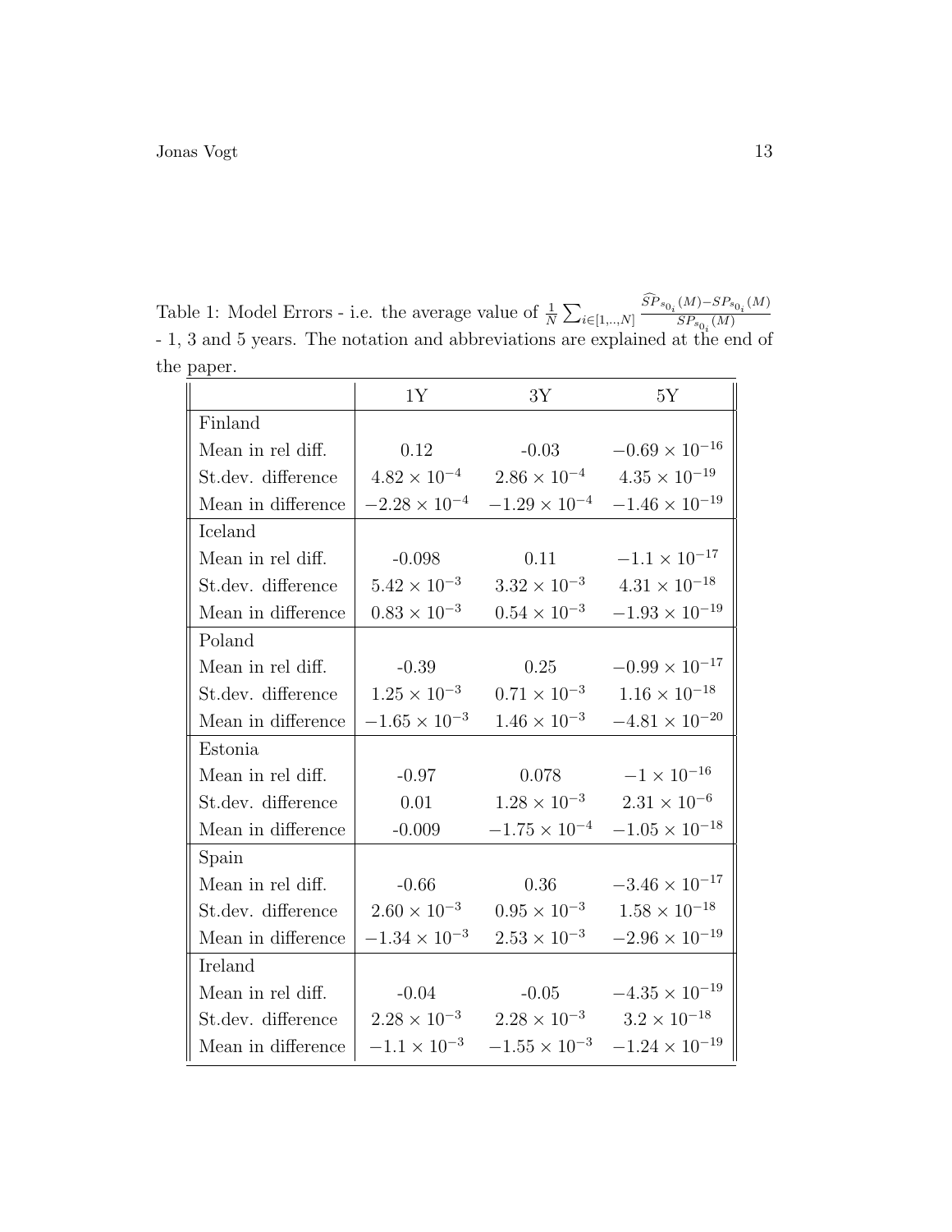Table 1: Model Errors - i.e. the average value of $\frac{1}{N}\sum_{i\in[1,..,N]}\frac{\widehat{SP}_{s_{0_i}}(M)-SP_{s_{0_i}}(M)}{SP_{s_{0_i}}(M)}$ - 1, 3 and 5 years. The notation and abbreviations are explained at the end of the paper.

| | 1Y | 3Y | 5Y |
|---|---|---|---|
| Finland | | | |
| Mean in rel diff. | 0.12 | -0.03 | $-0.69 \times 10^{-16}$ |
| St.dev. difference | $4.82 \times 10^{-4}$ | $2.86 \times 10^{-4}$ | $4.35 \times 10^{-19}$ |
| Mean in difference | $-2.28 \times 10^{-4}$ | $-1.29 \times 10^{-4}$ | $-1.46 \times 10^{-19}$ |
| Iceland | | | |
| Mean in rel diff. | -0.098 | 0.11 | $-1.1 \times 10^{-17}$ |
| St.dev. difference | $5.42 \times 10^{-3}$ | $3.32 \times 10^{-3}$ | $4.31 \times 10^{-18}$ |
| Mean in difference | $0.83 \times 10^{-3}$ | $0.54 \times 10^{-3}$ | $-1.93 \times 10^{-19}$ |
| Poland | | | |
| Mean in rel diff. | -0.39 | 0.25 | $-0.99 \times 10^{-17}$ |
| St.dev. difference | $1.25 \times 10^{-3}$ | $0.71 \times 10^{-3}$ | $1.16 \times 10^{-18}$ |
| Mean in difference | $-1.65 \times 10^{-3}$ | $1.46 \times 10^{-3}$ | $-4.81 \times 10^{-20}$ |
| Estonia | | | |
| Mean in rel diff. | -0.97 | 0.078 | $-1 \times 10^{-16}$ |
| St.dev. difference | 0.01 | $1.28 \times 10^{-3}$ | $2.31 \times 10^{-6}$ |
| Mean in difference | -0.009 | $-1.75 \times 10^{-4}$ | $-1.05 \times 10^{-18}$ |
| Spain | | | |
| Mean in rel diff. | -0.66 | 0.36 | $-3.46 \times 10^{-17}$ |
| St.dev. difference | $2.60 \times 10^{-3}$ | $0.95 \times 10^{-3}$ | $1.58 \times 10^{-18}$ |
| Mean in difference | $-1.34 \times 10^{-3}$ | $2.53 \times 10^{-3}$ | $-2.96 \times 10^{-19}$ |
| Ireland | | | |
| Mean in rel diff. | -0.04 | -0.05 | $-4.35 \times 10^{-19}$ |
| St.dev. difference | $2.28 \times 10^{-3}$ | $2.28 \times 10^{-3}$ | $3.2 \times 10^{-18}$ |
| Mean in difference | $-1.1 \times 10^{-3}$ | $-1.55 \times 10^{-3}$ | $-1.24 \times 10^{-19}$ |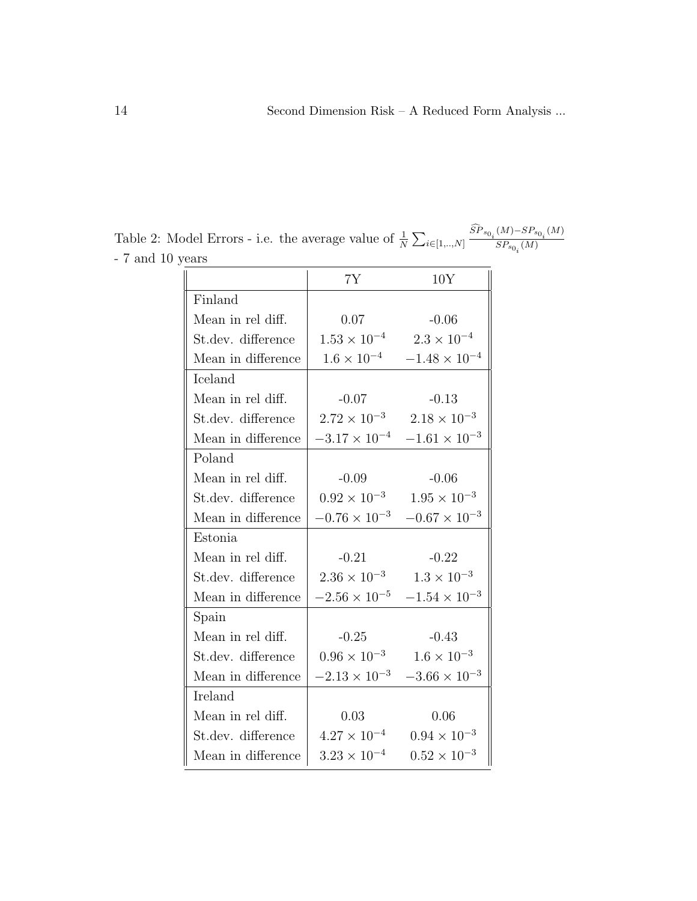Table 2: Model Errors - i.e. the average value of $\frac{1}{N}\sum_{i\in[1,..,N]}\frac{\widehat{SP}_{s_{0_i}}(M)-SP_{s_{0_i}}(M)}{SP_{s_{0_i}}(M)}$ - 7 and 10 years

| | 7Y | 10Y |
|---|---|---|
| Finland | | |
| Mean in rel diff. | 0.07 | -0.06 |
| St.dev. difference | $1.53 \times 10^{-4}$ | $2.3 \times 10^{-4}$ |
| Mean in difference | $1.6 \times 10^{-4}$ | $-1.48 \times 10^{-4}$ |
| Iceland | | |
| Mean in rel diff. | -0.07 | -0.13 |
| St.dev. difference | $2.72 \times 10^{-3}$ | $2.18 \times 10^{-3}$ |
| Mean in difference | $-3.17 \times 10^{-4}$ | $-1.61 \times 10^{-3}$ |
| Poland | | |
| Mean in rel diff. | -0.09 | -0.06 |
| St.dev. difference | $0.92 \times 10^{-3}$ | $1.95 \times 10^{-3}$ |
| Mean in difference | $-0.76 \times 10^{-3}$ | $-0.67 \times 10^{-3}$ |
| Estonia | | |
| Mean in rel diff. | -0.21 | -0.22 |
| St.dev. difference | $2.36 \times 10^{-3}$ | $1.3 \times 10^{-3}$ |
| Mean in difference | $-2.56 \times 10^{-5}$ | $-1.54 \times 10^{-3}$ |
| Spain | | |
| Mean in rel diff. | -0.25 | -0.43 |
| St.dev. difference | $0.96 \times 10^{-3}$ | $1.6 \times 10^{-3}$ |
| Mean in difference | $-2.13 \times 10^{-3}$ | $-3.66 \times 10^{-3}$ |
| Ireland | | |
| Mean in rel diff. | 0.03 | 0.06 |
| St.dev. difference | $4.27 \times 10^{-4}$ | $0.94 \times 10^{-3}$ |
| Mean in difference | $3.23 \times 10^{-4}$ | $0.52 \times 10^{-3}$ |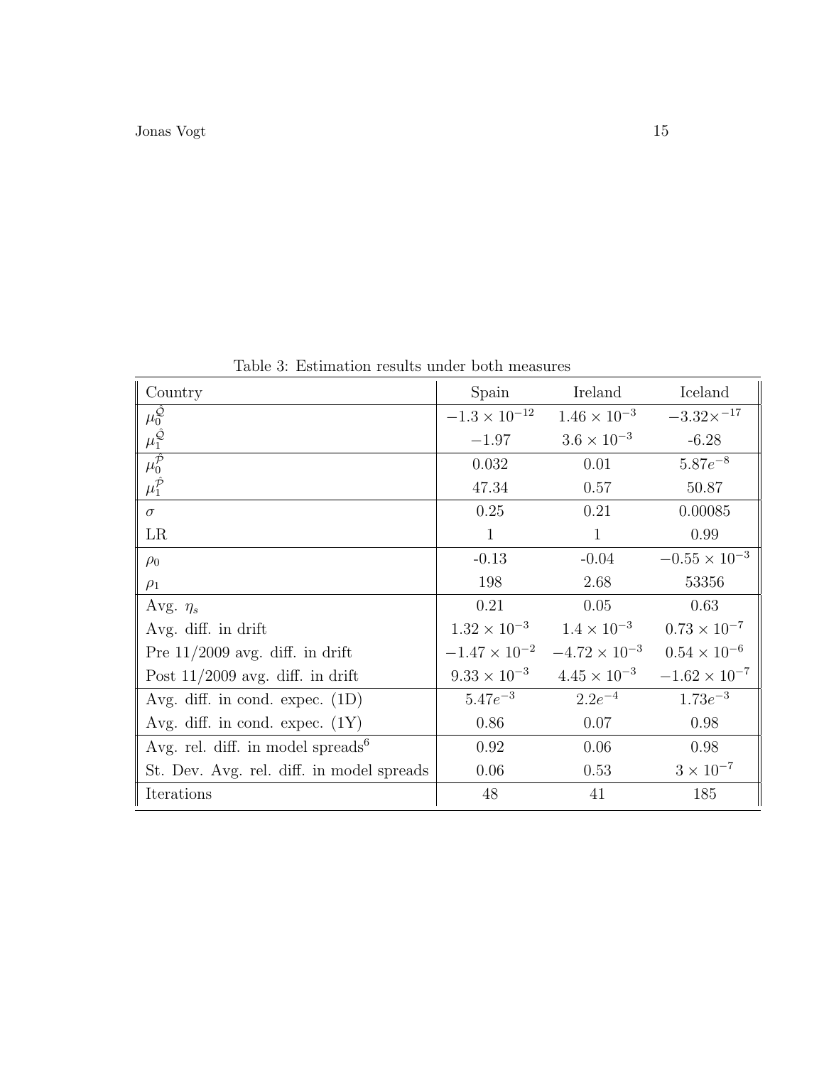Table 3: Estimation results under both measures

| Country | Spain | Ireland | Iceland |
|---|---|---|---|
| $\mu_0^{\hat{\mathcal{Q}}}$ | $-1.3 \times 10^{-12}$ | $1.46 \times 10^{-3}$ | $-3.32 \times^{-17}$ |
| $\mu_1^{\hat{\mathcal{Q}}}$ | $-1.97$ | $3.6 \times 10^{-3}$ | -6.28 |
| $\mu_0^{\hat{\mathcal{P}}}$ | 0.032 | 0.01 | $5.87e^{-8}$ |
| $\mu_1^{\hat{\mathcal{P}}}$ | 47.34 | 0.57 | 50.87 |
| $\sigma$ | 0.25 | 0.21 | 0.00085 |
| LR | 1 | 1 | 0.99 |
| $\rho_0$ | -0.13 | -0.04 | $-0.55 \times 10^{-3}$ |
| $\rho_1$ | 198 | 2.68 | 53356 |
| Avg. $\eta_s$ | 0.21 | 0.05 | 0.63 |
| Avg. diff. in drift | $1.32 \times 10^{-3}$ | $1.4 \times 10^{-3}$ | $0.73 \times 10^{-7}$ |
| Pre 11/2009 avg. diff. in drift | $-1.47 \times 10^{-2}$ | $-4.72 \times 10^{-3}$ | $0.54 \times 10^{-6}$ |
| Post 11/2009 avg. diff. in drift | $9.33 \times 10^{-3}$ | $4.45 \times 10^{-3}$ | $-1.62 \times 10^{-7}$ |
| Avg. diff. in cond. expec. (1D) | $5.47e^{-3}$ | $2.2e^{-4}$ | $1.73e^{-3}$ |
| Avg. diff. in cond. expec. (1Y) | 0.86 | 0.07 | 0.98 |
| Avg. rel. diff. in model spreads[6] | 0.92 | 0.06 | 0.98 |
| St. Dev. Avg. rel. diff. in model spreads | 0.06 | 0.53 | $3 \times 10^{-7}$ |
| Iterations | 48 | 41 | 185 |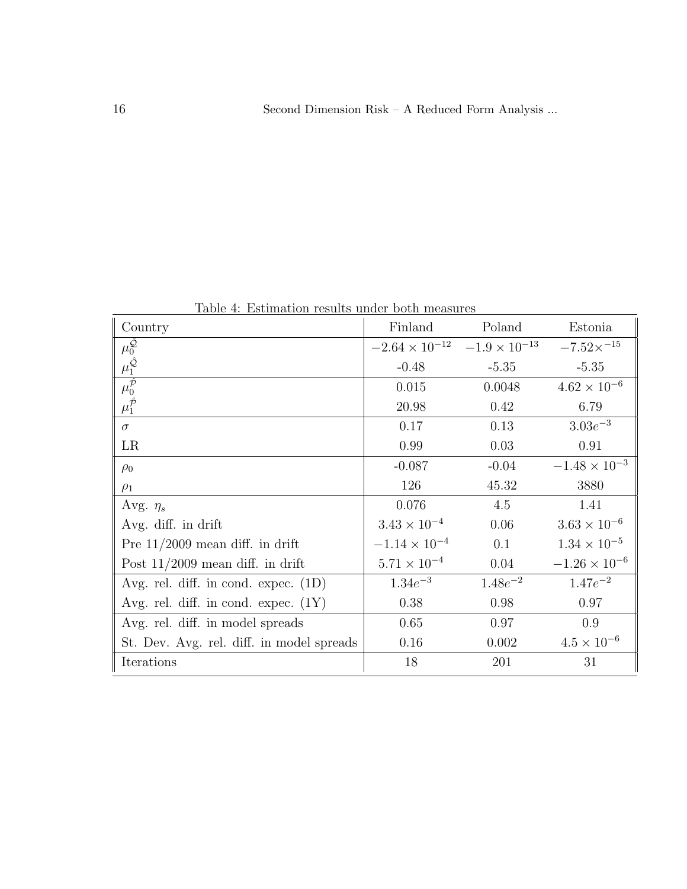Table 4: Estimation results under both measures

| Country | Finland | Poland | Estonia |
|---|---|---|---|
| $\mu_0^{\hat{\mathcal{Q}}}$ | $-2.64 \times 10^{-12}$ | $-1.9 \times 10^{-13}$ | $-7.52\times^{-15}$ |
| $\mu_1^{\hat{\mathcal{Q}}}$ | -0.48 | -5.35 | -5.35 |
| $\mu_0^{\hat{\mathcal{P}}}$ | 0.015 | 0.0048 | $4.62 \times 10^{-6}$ |
| $\mu_1^{\hat{\mathcal{P}}}$ | 20.98 | 0.42 | 6.79 |
| $\sigma$ | 0.17 | 0.13 | $3.03e^{-3}$ |
| LR | 0.99 | 0.03 | 0.91 |
| $\rho_0$ | -0.087 | -0.04 | $-1.48 \times 10^{-3}$ |
| $\rho_1$ | 126 | 45.32 | 3880 |
| Avg. $\eta_s$ | 0.076 | 4.5 | 1.41 |
| Avg. diff. in drift | $3.43 \times 10^{-4}$ | 0.06 | $3.63 \times 10^{-6}$ |
| Pre 11/2009 mean diff. in drift | $-1.14 \times 10^{-4}$ | 0.1 | $1.34 \times 10^{-5}$ |
| Post 11/2009 mean diff. in drift | $5.71 \times 10^{-4}$ | 0.04 | $-1.26 \times 10^{-6}$ |
| Avg. rel. diff. in cond. expec. (1D) | $1.34e^{-3}$ | $1.48e^{-2}$ | $1.47e^{-2}$ |
| Avg. rel. diff. in cond. expec. (1Y) | 0.38 | 0.98 | 0.97 |
| Avg. rel. diff. in model spreads | 0.65 | 0.97 | 0.9 |
| St. Dev. Avg. rel. diff. in model spreads | 0.16 | 0.002 | $4.5 \times 10^{-6}$ |
| Iterations | 18 | 201 | 31 |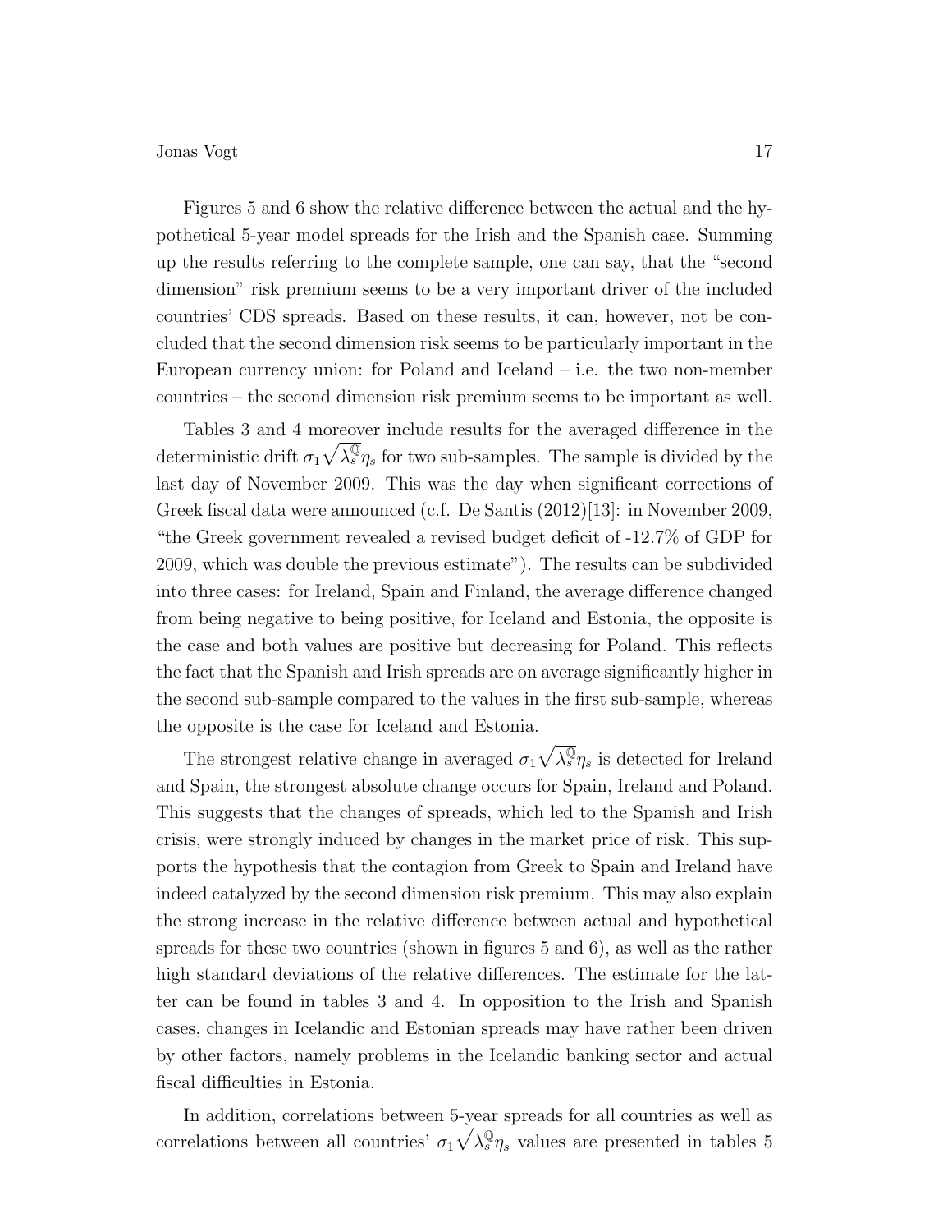Figures 5 and 6 show the relative difference between the actual and the hypothetical 5-year model spreads for the Irish and the Spanish case. Summing up the results referring to the complete sample, one can say, that the "second dimension" risk premium seems to be a very important driver of the included countries' CDS spreads. Based on these results, it can, however, not be concluded that the second dimension risk seems to be particularly important in the European currency union: for Poland and Iceland – i.e. the two non-member countries – the second dimension risk premium seems to be important as well.

Tables 3 and 4 moreover include results for the averaged difference in the deterministic drift $\sigma_1\sqrt{\lambda_s^{\mathbb{Q}}}\eta_s$ for two sub-samples. The sample is divided by the last day of November 2009. This was the day when significant corrections of Greek fiscal data were announced (c.f. De Santis (2012)[13]: in November 2009, "the Greek government revealed a revised budget deficit of -12.7% of GDP for 2009, which was double the previous estimate"). The results can be subdivided into three cases: for Ireland, Spain and Finland, the average difference changed from being negative to being positive, for Iceland and Estonia, the opposite is the case and both values are positive but decreasing for Poland. This reflects the fact that the Spanish and Irish spreads are on average significantly higher in the second sub-sample compared to the values in the first sub-sample, whereas the opposite is the case for Iceland and Estonia.

The strongest relative change in averaged $\sigma_1\sqrt{\lambda_s^{\mathbb{Q}}}\eta_s$ is detected for Ireland and Spain, the strongest absolute change occurs for Spain, Ireland and Poland. This suggests that the changes of spreads, which led to the Spanish and Irish crisis, were strongly induced by changes in the market price of risk. This supports the hypothesis that the contagion from Greek to Spain and Ireland have indeed catalyzed by the second dimension risk premium. This may also explain the strong increase in the relative difference between actual and hypothetical spreads for these two countries (shown in figures 5 and 6), as well as the rather high standard deviations of the relative differences. The estimate for the latter can be found in tables 3 and 4. In opposition to the Irish and Spanish cases, changes in Icelandic and Estonian spreads may have rather been driven by other factors, namely problems in the Icelandic banking sector and actual fiscal difficulties in Estonia.

In addition, correlations between 5-year spreads for all countries as well as correlations between all countries' $\sigma_1\sqrt{\lambda_s^{\mathbb{Q}}}\eta_s$ values are presented in tables 5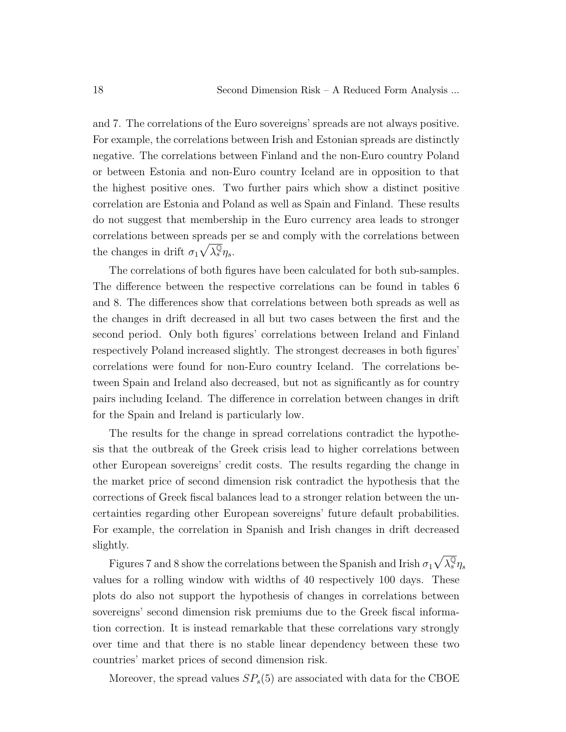and 7. The correlations of the Euro sovereigns' spreads are not always positive. For example, the correlations between Irish and Estonian spreads are distinctly negative. The correlations between Finland and the non-Euro country Poland or between Estonia and non-Euro country Iceland are in opposition to that the highest positive ones. Two further pairs which show a distinct positive correlation are Estonia and Poland as well as Spain and Finland. These results do not suggest that membership in the Euro currency area leads to stronger correlations between spreads per se and comply with the correlations between the changes in drift $\sigma_1\sqrt{\lambda_s^{\mathbb{Q}}}\eta_s$.

The correlations of both figures have been calculated for both sub-samples. The difference between the respective correlations can be found in tables 6 and 8. The differences show that correlations between both spreads as well as the changes in drift decreased in all but two cases between the first and the second period. Only both figures' correlations between Ireland and Finland respectively Poland increased slightly. The strongest decreases in both figures' correlations were found for non-Euro country Iceland. The correlations between Spain and Ireland also decreased, but not as significantly as for country pairs including Iceland. The difference in correlation between changes in drift for the Spain and Ireland is particularly low.

The results for the change in spread correlations contradict the hypothesis that the outbreak of the Greek crisis lead to higher correlations between other European sovereigns' credit costs. The results regarding the change in the market price of second dimension risk contradict the hypothesis that the corrections of Greek fiscal balances lead to a stronger relation between the uncertainties regarding other European sovereigns' future default probabilities. For example, the correlation in Spanish and Irish changes in drift decreased slightly.

Figures 7 and 8 show the correlations between the Spanish and Irish $\sigma_1\sqrt{\lambda_s^{\mathbb{Q}}}\eta_s$ values for a rolling window with widths of 40 respectively 100 days. These plots do also not support the hypothesis of changes in correlations between sovereigns' second dimension risk premiums due to the Greek fiscal information correction. It is instead remarkable that these correlations vary strongly over time and that there is no stable linear dependency between these two countries' market prices of second dimension risk.

Moreover, the spread values $SP_s(5)$ are associated with data for the CBOE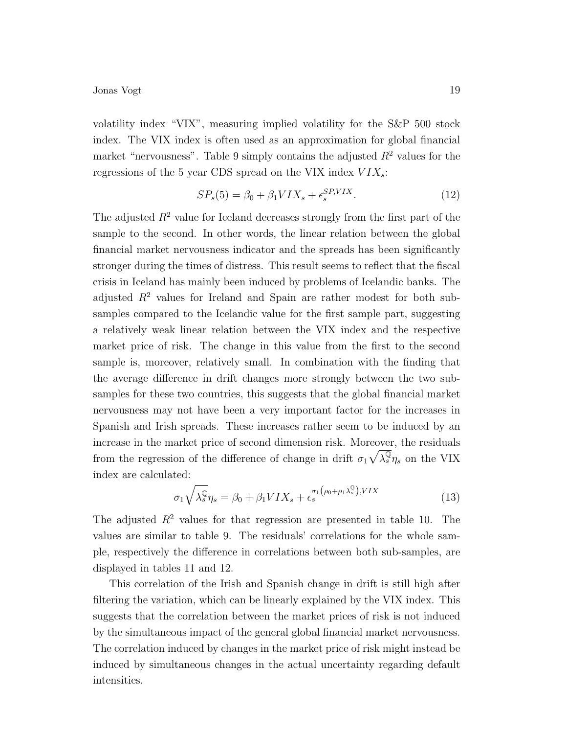volatility index "VIX", measuring implied volatility for the S&P 500 stock index. The VIX index is often used as an approximation for global financial market "nervousness". Table 9 simply contains the adjusted $R^2$ values for the regressions of the 5 year CDS spread on the VIX index $VIX_s$:

$$SP_s(5) = \beta_0 + \beta_1 VIX_s + \epsilon_s^{SP,VIX}. \tag{12}$$

The adjusted $R^2$ value for Iceland decreases strongly from the first part of the sample to the second. In other words, the linear relation between the global financial market nervousness indicator and the spreads has been significantly stronger during the times of distress. This result seems to reflect that the fiscal crisis in Iceland has mainly been induced by problems of Icelandic banks. The adjusted $R^2$ values for Ireland and Spain are rather modest for both sub-samples compared to the Icelandic value for the first sample part, suggesting a relatively weak linear relation between the VIX index and the respective market price of risk. The change in this value from the first to the second sample is, moreover, relatively small. In combination with the finding that the average difference in drift changes more strongly between the two sub-samples for these two countries, this suggests that the global financial market nervousness may not have been a very important factor for the increases in Spanish and Irish spreads. These increases rather seem to be induced by an increase in the market price of second dimension risk. Moreover, the residuals from the regression of the difference of change in drift $\sigma_1 \sqrt{\lambda_s^{\mathbb{Q}}} \eta_s$ on the VIX index are calculated:

$$\sigma_1 \sqrt{\lambda_s^{\mathbb{Q}}} \eta_s = \beta_0 + \beta_1 VIX_s + \epsilon_s^{\sigma_1 \left(\rho_0 + \rho_1 \lambda_s^{\mathbb{Q}}\right), VIX} \tag{13}$$

The adjusted $R^2$ values for that regression are presented in table 10. The values are similar to table 9. The residuals' correlations for the whole sample, respectively the difference in correlations between both sub-samples, are displayed in tables 11 and 12.

This correlation of the Irish and Spanish change in drift is still high after filtering the variation, which can be linearly explained by the VIX index. This suggests that the correlation between the market prices of risk is not induced by the simultaneous impact of the general global financial market nervousness. The correlation induced by changes in the market price of risk might instead be induced by simultaneous changes in the actual uncertainty regarding default intensities.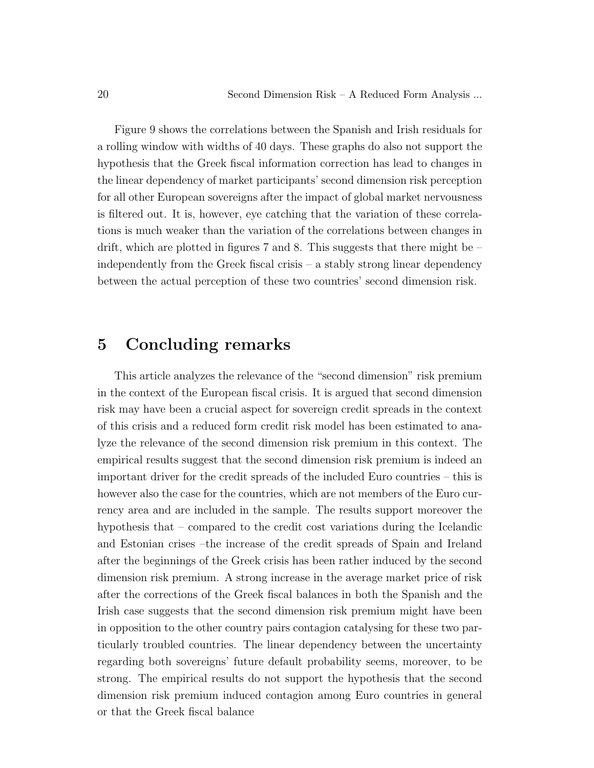Figure 9 shows the correlations between the Spanish and Irish residuals for a rolling window with widths of 40 days. These graphs do also not support the hypothesis that the Greek fiscal information correction has lead to changes in the linear dependency of market participants' second dimension risk perception for all other European sovereigns after the impact of global market nervousness is filtered out. It is, however, eye catching that the variation of these correlations is much weaker than the variation of the correlations between changes in drift, which are plotted in figures 7 and 8. This suggests that there might be – independently from the Greek fiscal crisis – a stably strong linear dependency between the actual perception of these two countries' second dimension risk.

# 5 Concluding remarks

This article analyzes the relevance of the "second dimension" risk premium in the context of the European fiscal crisis. It is argued that second dimension risk may have been a crucial aspect for sovereign credit spreads in the context of this crisis and a reduced form credit risk model has been estimated to analyze the relevance of the second dimension risk premium in this context. The empirical results suggest that the second dimension risk premium is indeed an important driver for the credit spreads of the included Euro countries – this is however also the case for the countries, which are not members of the Euro currency area and are included in the sample. The results support moreover the hypothesis that – compared to the credit cost variations during the Icelandic and Estonian crises –the increase of the credit spreads of Spain and Ireland after the beginnings of the Greek crisis has been rather induced by the second dimension risk premium. A strong increase in the average market price of risk after the corrections of the Greek fiscal balances in both the Spanish and the Irish case suggests that the second dimension risk premium might have been in opposition to the other country pairs contagion catalysing for these two particularly troubled countries. The linear dependency between the uncertainty regarding both sovereigns' future default probability seems, moreover, to be strong. The empirical results do not support the hypothesis that the second dimension risk premium induced contagion among Euro countries in general or that the Greek fiscal balance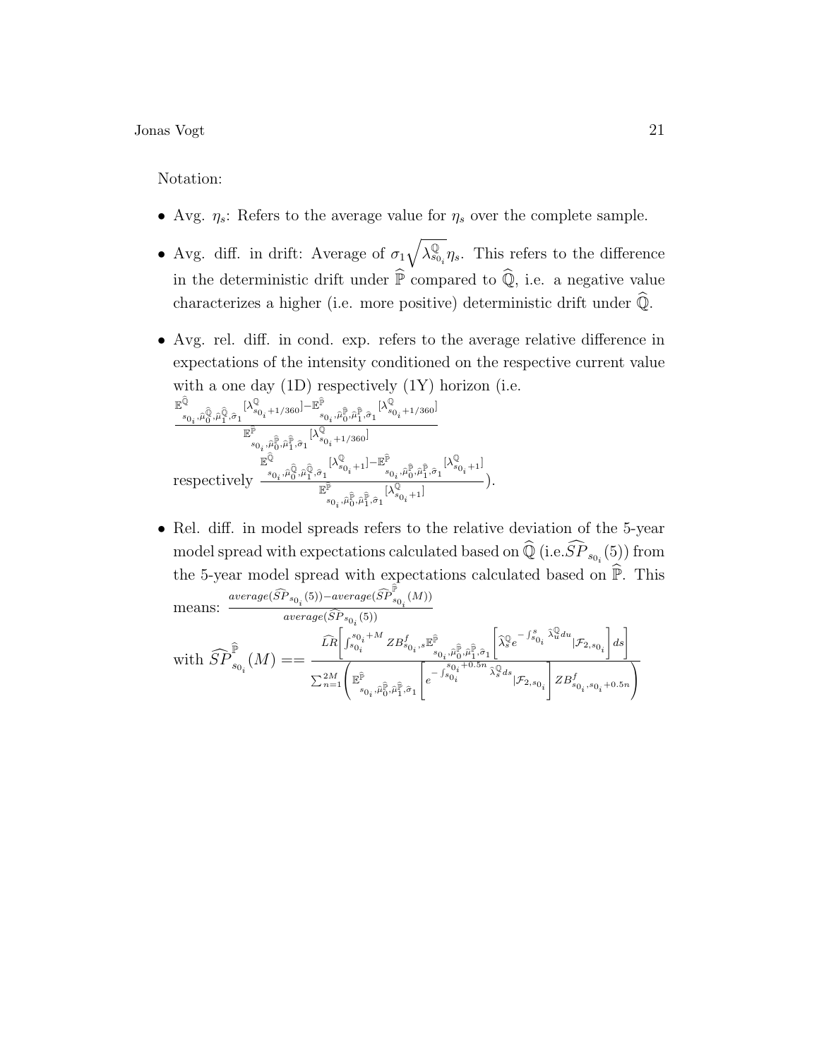Notation:

- Avg. $\eta_s$: Refers to the average value for $\eta_s$ over the complete sample.
- Avg. diff. in drift: Average of $\sigma_1\sqrt{\lambda^{\mathbb{Q}}_{s_{0_i}}}\eta_s$. This refers to the difference in the deterministic drift under $\widehat{\mathbb{P}}$ compared to $\widehat{\mathbb{Q}}$, i.e. a negative value characterizes a higher (i.e. more positive) deterministic drift under $\widehat{\mathbb{Q}}$.
- Avg. rel. diff. in cond. exp. refers to the average relative difference in expectations of the intensity conditioned on the respective current value with a one day (1D) respectively (1Y) horizon (i.e. $\frac{\mathbb{E}^{\widehat{\mathbb{Q}}}_{s_{0_i},\widehat{\mu}^{\widehat{\mathbb{Q}}}_0,\widehat{\mu}^{\widehat{\mathbb{Q}}}_1,\widehat{\sigma}_1}[\lambda^{\mathbb{Q}}_{s_{0_i}+1/360}]-\mathbb{E}^{\widehat{\mathbb{P}}}_{s_{0_i},\widehat{\mu}^{\widehat{\mathbb{P}}}_0,\widehat{\mu}^{\widehat{\mathbb{P}}}_1,\widehat{\sigma}_1}[\lambda^{\mathbb{Q}}_{s_{0_i}+1/360}]}{\mathbb{E}^{\widehat{\mathbb{P}}}_{s_{0_i},\widehat{\mu}^{\widehat{\mathbb{P}}}_0,\widehat{\mu}^{\widehat{\mathbb{P}}}_1,\widehat{\sigma}_1}[\lambda^{\mathbb{Q}}_{s_{0_i}+1/360}]}$ respectively $\frac{\mathbb{E}^{\widehat{\mathbb{Q}}}_{s_{0_i},\widehat{\mu}^{\widehat{\mathbb{Q}}}_0,\widehat{\mu}^{\widehat{\mathbb{Q}}}_1,\widehat{\sigma}_1}[\lambda^{\mathbb{Q}}_{s_{0_i}+1}]-\mathbb{E}^{\widehat{\mathbb{P}}}_{s_{0_i},\widehat{\mu}^{\widehat{\mathbb{P}}}_0,\widehat{\mu}^{\widehat{\mathbb{P}}}_1,\widehat{\sigma}_1}[\lambda^{\mathbb{Q}}_{s_{0_i}+1}]}{\mathbb{E}^{\widehat{\mathbb{P}}}_{s_{0_i},\widehat{\mu}^{\widehat{\mathbb{P}}}_0,\widehat{\mu}^{\widehat{\mathbb{P}}}_1,\widehat{\sigma}_1}[\lambda^{\mathbb{Q}}_{s_{0_i}+1}]}$).
- Rel. diff. in model spreads refers to the relative deviation of the 5-year model spread with expectations calculated based on $\widehat{\mathbb{Q}}$ (i.e.$\widehat{SP}_{s_{0_i}}(5)$) from the 5-year model spread with expectations calculated based on $\widehat{\mathbb{P}}$. This means: $\frac{average(\widehat{SP}_{s_{0_i}}(5))-average(\widehat{SP}^{\widehat{\mathbb{P}}}_{s_{0_i}}(M))}{average(\widehat{SP}_{s_{0_i}}(5))}$
  with $\widehat{SP}^{\widehat{\mathbb{P}}}_{s_{0_i}}(M) == \frac{\widehat{LR}\left[\int_{s_{0_i}}^{s_{0_i}+M} ZB^f_{s_{0_i},s}\mathbb{E}^{\widehat{\mathbb{P}}}_{s_{0_i},\widehat{\mu}^{\widehat{\mathbb{P}}}_0,\widehat{\mu}^{\widehat{\mathbb{P}}}_1,\widehat{\sigma}_1}\left[\widehat{\lambda}^{\mathbb{Q}}_s e^{-\int_{s_{0_i}}^{s}\widehat{\lambda}^{\mathbb{Q}}_u du}|\mathcal{F}_{2,s_{0_i}}\right]ds\right]}{\sum_{n=1}^{2M}\left(\mathbb{E}^{\widehat{\mathbb{P}}}_{s_{0_i},\widehat{\mu}^{\widehat{\mathbb{P}}}_0,\widehat{\mu}^{\widehat{\mathbb{P}}}_1,\widehat{\sigma}_1}\left[e^{-\int_{s_{0_i}}^{s_{0_i}+0.5n}\widehat{\lambda}^{\mathbb{Q}}_s ds}|\mathcal{F}_{2,s_{0_i}}\right]ZB^f_{s_{0_i},s_{0_i}+0.5n}\right)}$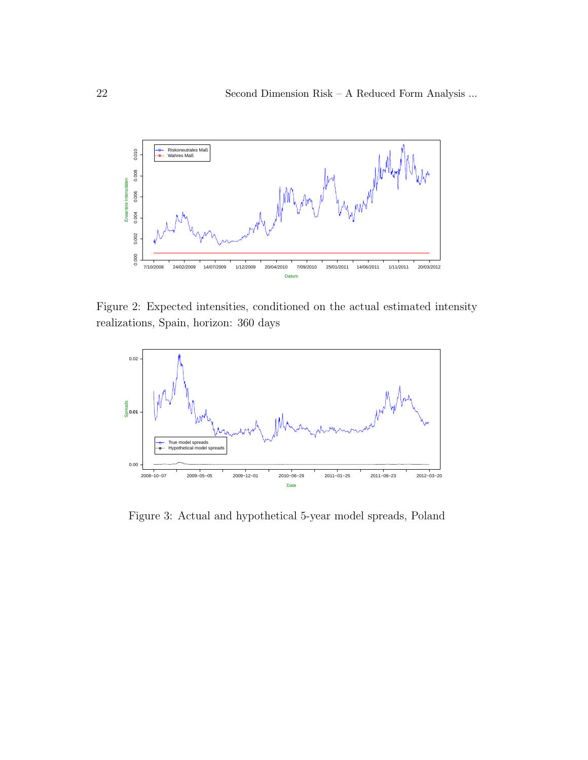Figure 2: Expected intensities, conditioned on the actual estimated intensity realizations, Spain, horizon: 360 days

Figure 3: Actual and hypothetical 5-year model spreads, Poland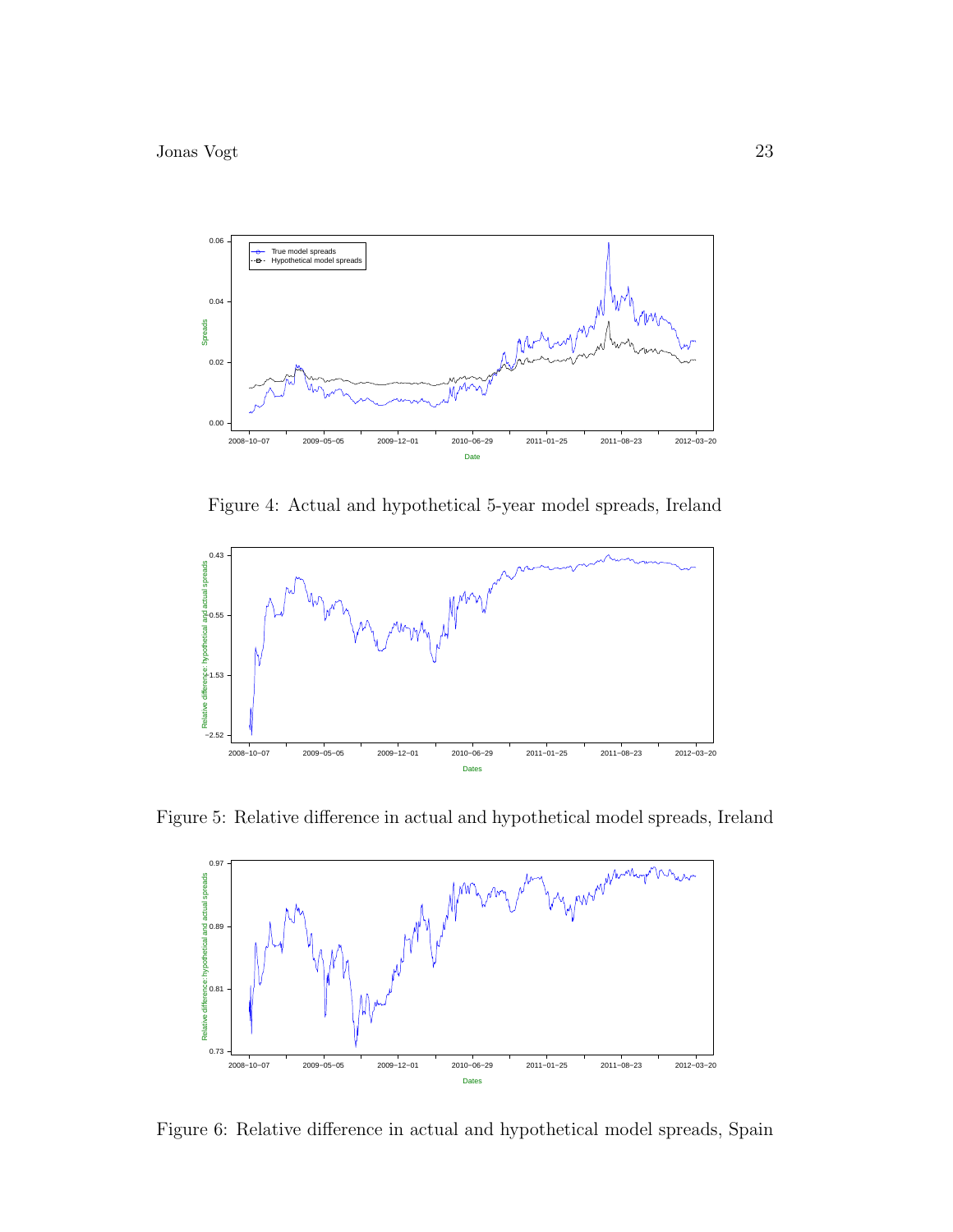Figure 4: Actual and hypothetical 5-year model spreads, Ireland

Figure 5: Relative difference in actual and hypothetical model spreads, Ireland

Figure 6: Relative difference in actual and hypothetical model spreads, Spain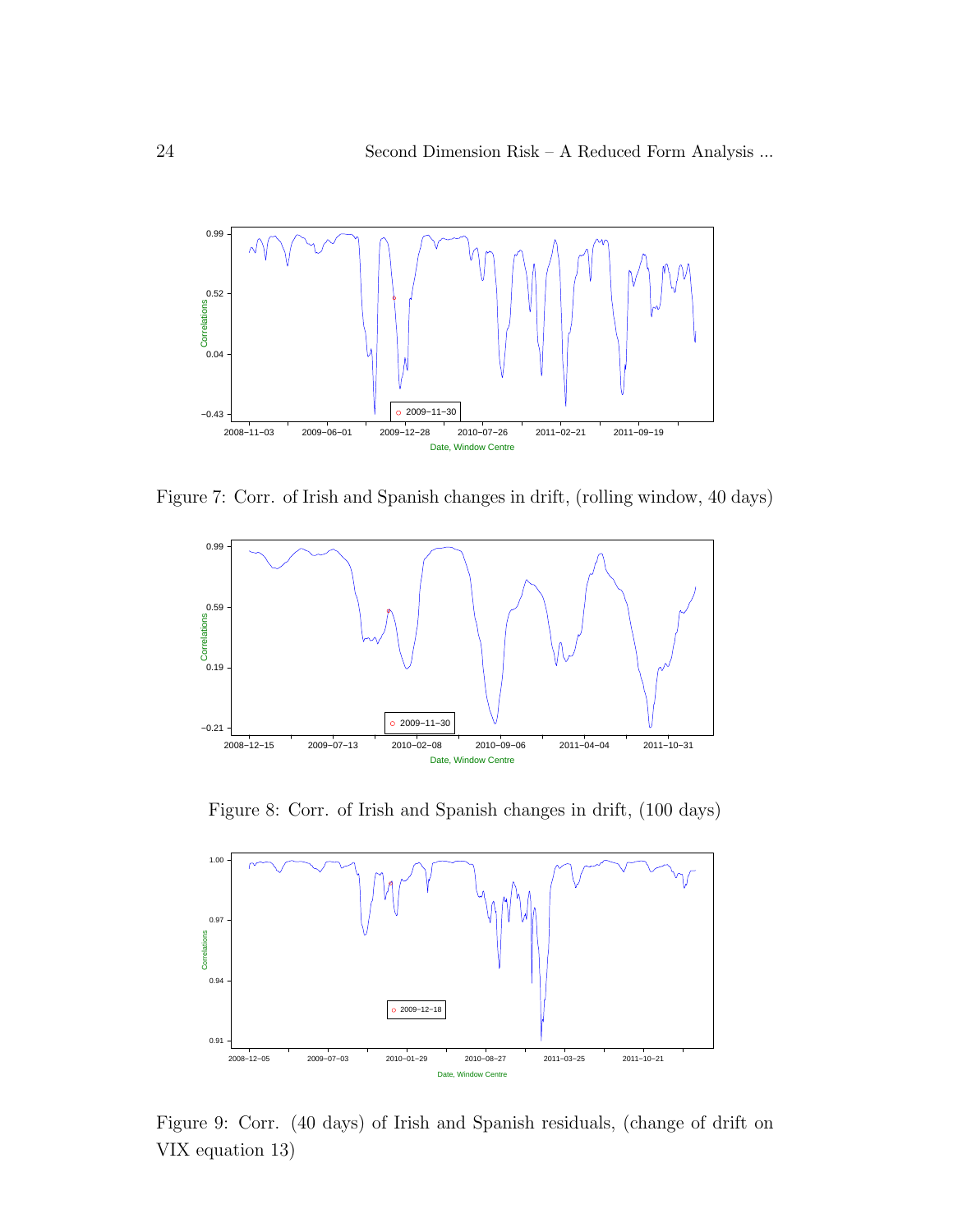Figure 7: Corr. of Irish and Spanish changes in drift, (rolling window, 40 days)

Figure 8: Corr. of Irish and Spanish changes in drift, (100 days)

Figure 9: Corr. (40 days) of Irish and Spanish residuals, (change of drift on VIX equation 13)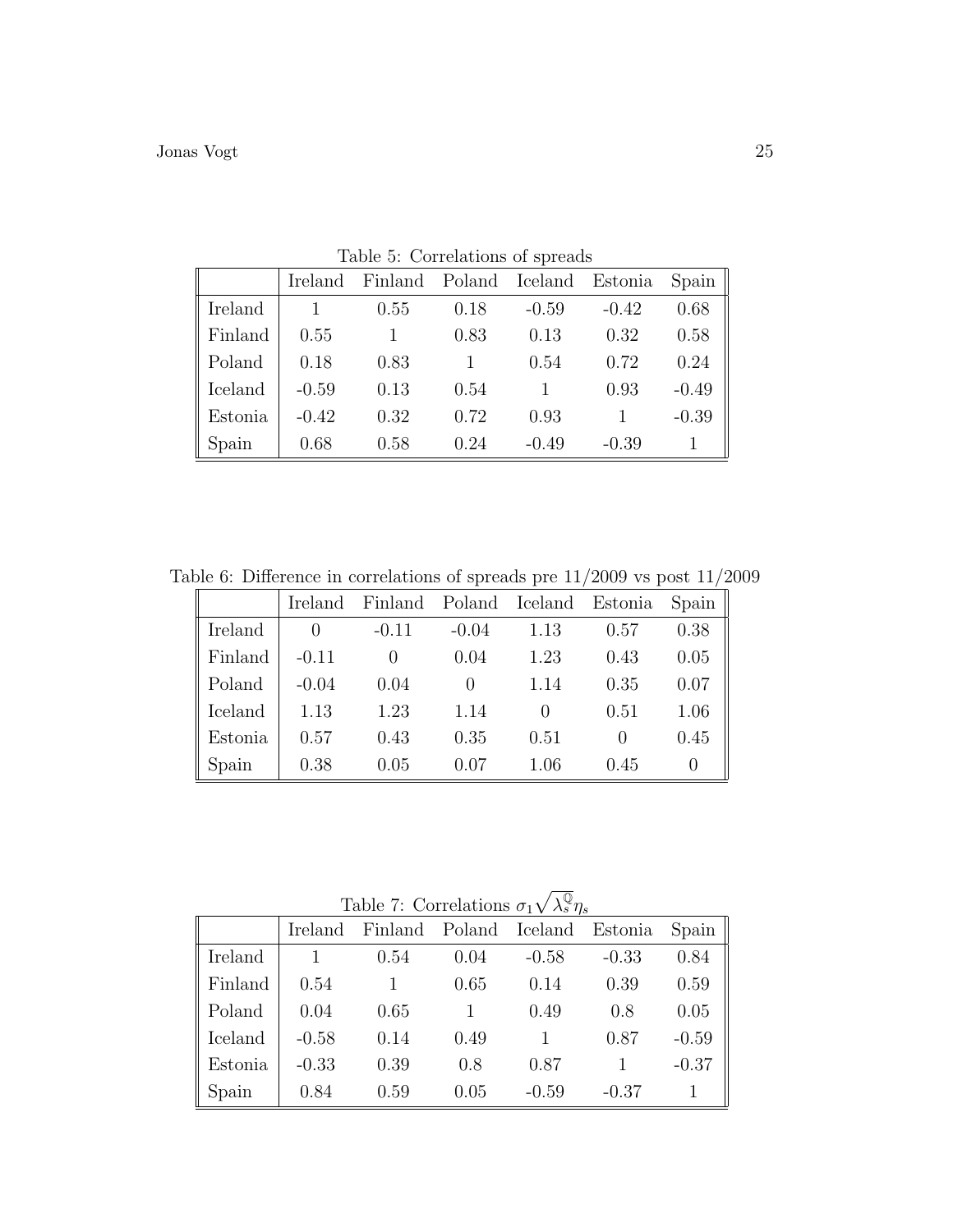Table 5: Correlations of spreads

| | Ireland | Finland | Poland | Iceland | Estonia | Spain |
|---|---|---|---|---|---|---|
| Ireland | 1 | 0.55 | 0.18 | -0.59 | -0.42 | 0.68 |
| Finland | 0.55 | 1 | 0.83 | 0.13 | 0.32 | 0.58 |
| Poland | 0.18 | 0.83 | 1 | 0.54 | 0.72 | 0.24 |
| Iceland | -0.59 | 0.13 | 0.54 | 1 | 0.93 | -0.49 |
| Estonia | -0.42 | 0.32 | 0.72 | 0.93 | 1 | -0.39 |
| Spain | 0.68 | 0.58 | 0.24 | -0.49 | -0.39 | 1 |

Table 6: Difference in correlations of spreads pre 11/2009 vs post 11/2009

| | Ireland | Finland | Poland | Iceland | Estonia | Spain |
|---|---|---|---|---|---|---|
| Ireland | 0 | -0.11 | -0.04 | 1.13 | 0.57 | 0.38 |
| Finland | -0.11 | 0 | 0.04 | 1.23 | 0.43 | 0.05 |
| Poland | -0.04 | 0.04 | 0 | 1.14 | 0.35 | 0.07 |
| Iceland | 1.13 | 1.23 | 1.14 | 0 | 0.51 | 1.06 |
| Estonia | 0.57 | 0.43 | 0.35 | 0.51 | 0 | 0.45 |
| Spain | 0.38 | 0.05 | 0.07 | 1.06 | 0.45 | 0 |

Table 7: Correlations $\sigma_1\sqrt{\lambda_s^{\mathbb{Q}}}\eta_s$

| | Ireland | Finland | Poland | Iceland | Estonia | Spain |
|---|---|---|---|---|---|---|
| Ireland | 1 | 0.54 | 0.04 | -0.58 | -0.33 | 0.84 |
| Finland | 0.54 | 1 | 0.65 | 0.14 | 0.39 | 0.59 |
| Poland | 0.04 | 0.65 | 1 | 0.49 | 0.8 | 0.05 |
| Iceland | -0.58 | 0.14 | 0.49 | 1 | 0.87 | -0.59 |
| Estonia | -0.33 | 0.39 | 0.8 | 0.87 | 1 | -0.37 |
| Spain | 0.84 | 0.59 | 0.05 | -0.59 | -0.37 | 1 |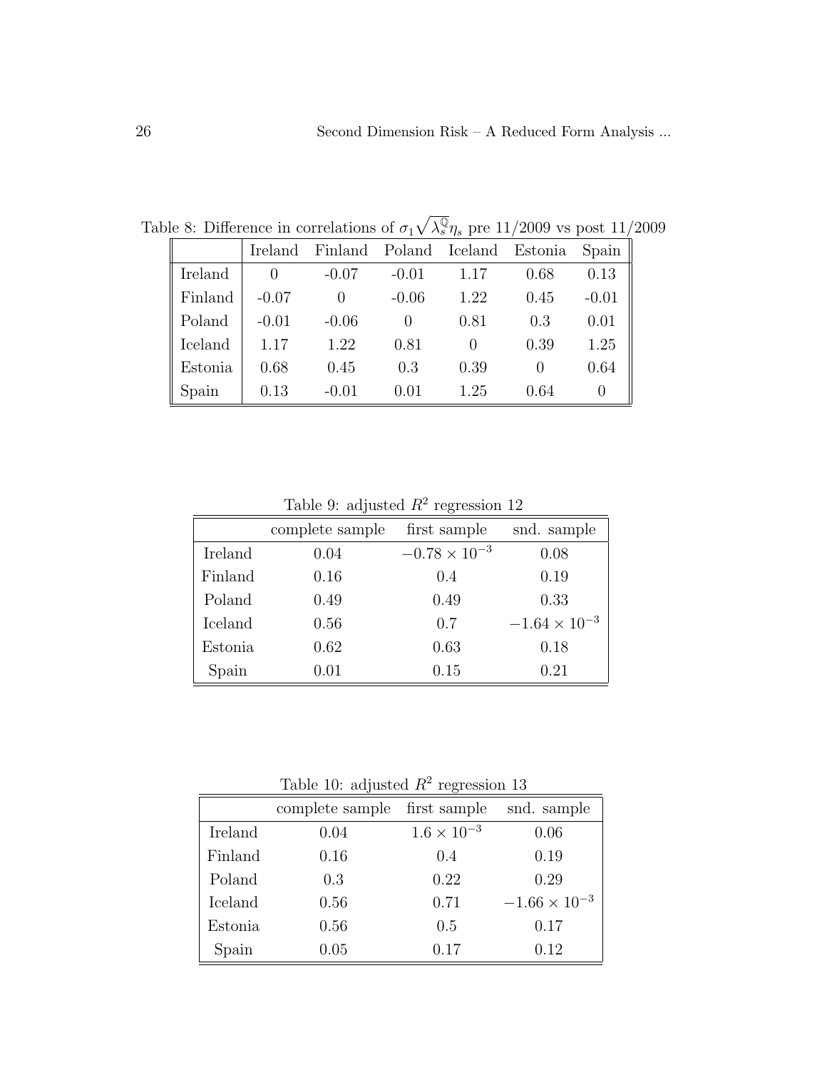Table 8: Difference in correlations of $\sigma_1\sqrt{\lambda_s^{\mathbb{Q}}}\eta_s$ pre 11/2009 vs post 11/2009

| | Ireland | Finland | Poland | Iceland | Estonia | Spain |
|---|---|---|---|---|---|---|
| Ireland | 0 | -0.07 | -0.01 | 1.17 | 0.68 | 0.13 |
| Finland | -0.07 | 0 | -0.06 | 1.22 | 0.45 | -0.01 |
| Poland | -0.01 | -0.06 | 0 | 0.81 | 0.3 | 0.01 |
| Iceland | 1.17 | 1.22 | 0.81 | 0 | 0.39 | 1.25 |
| Estonia | 0.68 | 0.45 | 0.3 | 0.39 | 0 | 0.64 |
| Spain | 0.13 | -0.01 | 0.01 | 1.25 | 0.64 | 0 |

Table 9: adjusted $R^2$ regression 12

| | complete sample | first sample | snd. sample |
|---|---|---|---|
| Ireland | 0.04 | $-0.78 \times 10^{-3}$ | 0.08 |
| Finland | 0.16 | 0.4 | 0.19 |
| Poland | 0.49 | 0.49 | 0.33 |
| Iceland | 0.56 | 0.7 | $-1.64 \times 10^{-3}$ |
| Estonia | 0.62 | 0.63 | 0.18 |
| Spain | 0.01 | 0.15 | 0.21 |

Table 10: adjusted $R^2$ regression 13

| | complete sample | first sample | snd. sample |
|---|---|---|---|
| Ireland | 0.04 | $1.6 \times 10^{-3}$ | 0.06 |
| Finland | 0.16 | 0.4 | 0.19 |
| Poland | 0.3 | 0.22 | 0.29 |
| Iceland | 0.56 | 0.71 | $-1.66 \times 10^{-3}$ |
| Estonia | 0.56 | 0.5 | 0.17 |
| Spain | 0.05 | 0.17 | 0.12 |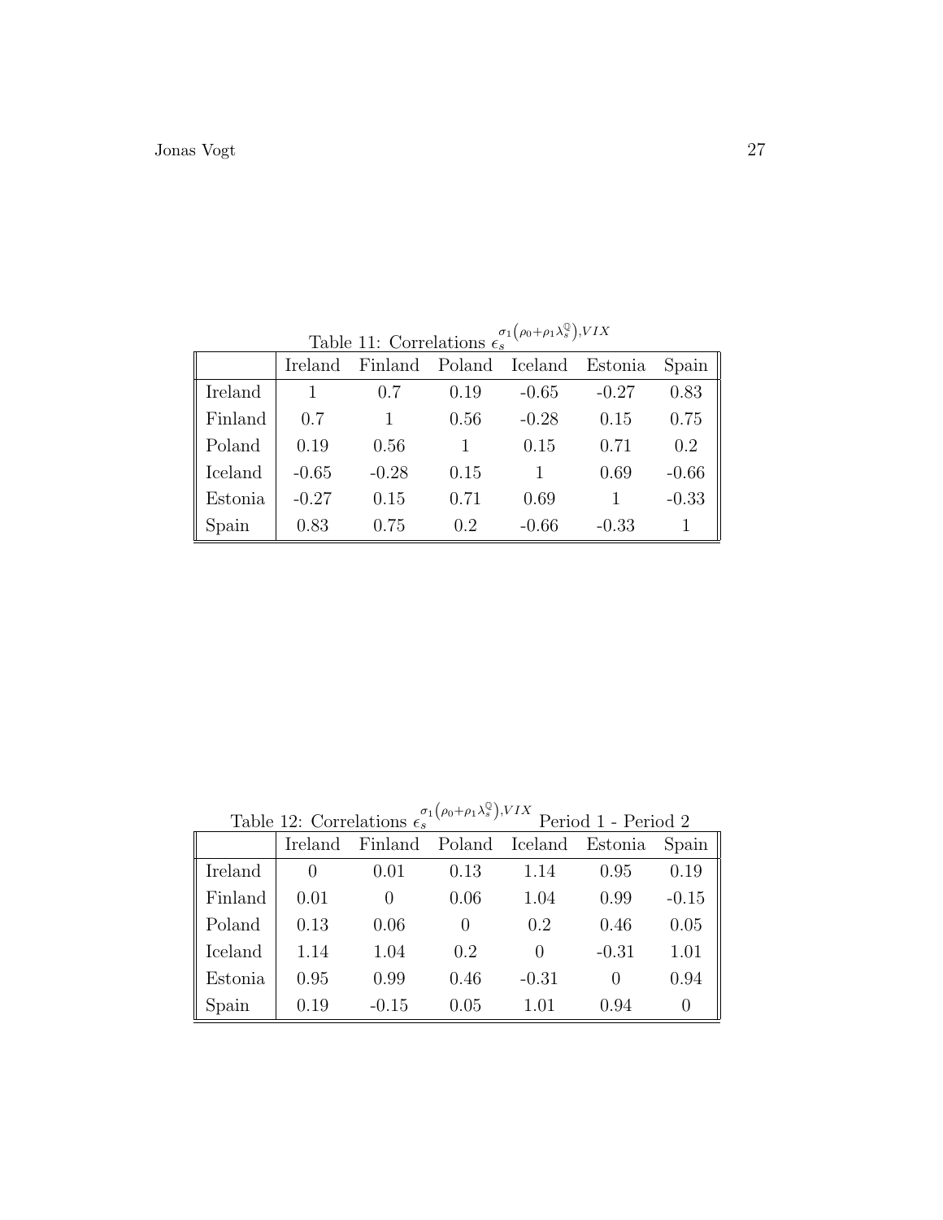Table 11: Correlations $\epsilon_s^{\sigma_1(\rho_0+\rho_1\lambda_s^{\mathbb{Q}}),VIX}$

| | Ireland | Finland | Poland | Iceland | Estonia | Spain |
|---|---|---|---|---|---|---|
| Ireland | 1 | 0.7 | 0.19 | -0.65 | -0.27 | 0.83 |
| Finland | 0.7 | 1 | 0.56 | -0.28 | 0.15 | 0.75 |
| Poland | 0.19 | 0.56 | 1 | 0.15 | 0.71 | 0.2 |
| Iceland | -0.65 | -0.28 | 0.15 | 1 | 0.69 | -0.66 |
| Estonia | -0.27 | 0.15 | 0.71 | 0.69 | 1 | -0.33 |
| Spain | 0.83 | 0.75 | 0.2 | -0.66 | -0.33 | 1 |

Table 12: Correlations $\epsilon_s^{\sigma_1(\rho_0+\rho_1\lambda_s^{\mathbb{Q}}),VIX}$ Period 1 - Period 2

| | Ireland | Finland | Poland | Iceland | Estonia | Spain |
|---|---|---|---|---|---|---|
| Ireland | 0 | 0.01 | 0.13 | 1.14 | 0.95 | 0.19 |
| Finland | 0.01 | 0 | 0.06 | 1.04 | 0.99 | -0.15 |
| Poland | 0.13 | 0.06 | 0 | 0.2 | 0.46 | 0.05 |
| Iceland | 1.14 | 1.04 | 0.2 | 0 | -0.31 | 1.01 |
| Estonia | 0.95 | 0.99 | 0.46 | -0.31 | 0 | 0.94 |
| Spain | 0.19 | -0.15 | 0.05 | 1.01 | 0.94 | 0 |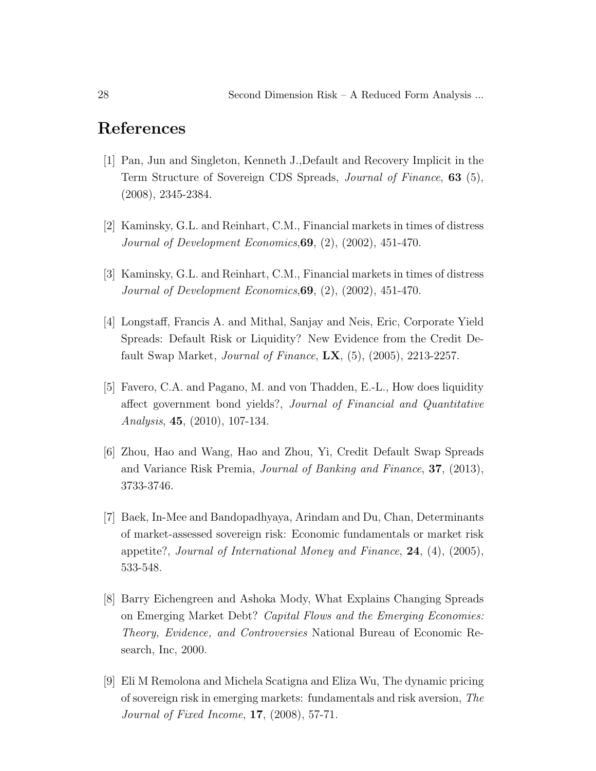## References

[1] Pan, Jun and Singleton, Kenneth J.,Default and Recovery Implicit in the Term Structure of Sovereign CDS Spreads, *Journal of Finance*, **63** (5), (2008), 2345-2384.

[2] Kaminsky, G.L. and Reinhart, C.M., Financial markets in times of distress *Journal of Development Economics*,**69**, (2), (2002), 451-470.

[3] Kaminsky, G.L. and Reinhart, C.M., Financial markets in times of distress *Journal of Development Economics*,**69**, (2), (2002), 451-470.

[4] Longstaff, Francis A. and Mithal, Sanjay and Neis, Eric, Corporate Yield Spreads: Default Risk or Liquidity? New Evidence from the Credit Default Swap Market, *Journal of Finance*, **LX**, (5), (2005), 2213-2257.

[5] Favero, C.A. and Pagano, M. and von Thadden, E.-L., How does liquidity affect government bond yields?, *Journal of Financial and Quantitative Analysis*, **45**, (2010), 107-134.

[6] Zhou, Hao and Wang, Hao and Zhou, Yi, Credit Default Swap Spreads and Variance Risk Premia, *Journal of Banking and Finance*, **37**, (2013), 3733-3746.

[7] Baek, In-Mee and Bandopadhyaya, Arindam and Du, Chan, Determinants of market-assessed sovereign risk: Economic fundamentals or market risk appetite?, *Journal of International Money and Finance*, **24**, (4), (2005), 533-548.

[8] Barry Eichengreen and Ashoka Mody, What Explains Changing Spreads on Emerging Market Debt? *Capital Flows and the Emerging Economies: Theory, Evidence, and Controversies* National Bureau of Economic Research, Inc, 2000.

[9] Eli M Remolona and Michela Scatigna and Eliza Wu, The dynamic pricing of sovereign risk in emerging markets: fundamentals and risk aversion, *The Journal of Fixed Income*, **17**, (2008), 57-71.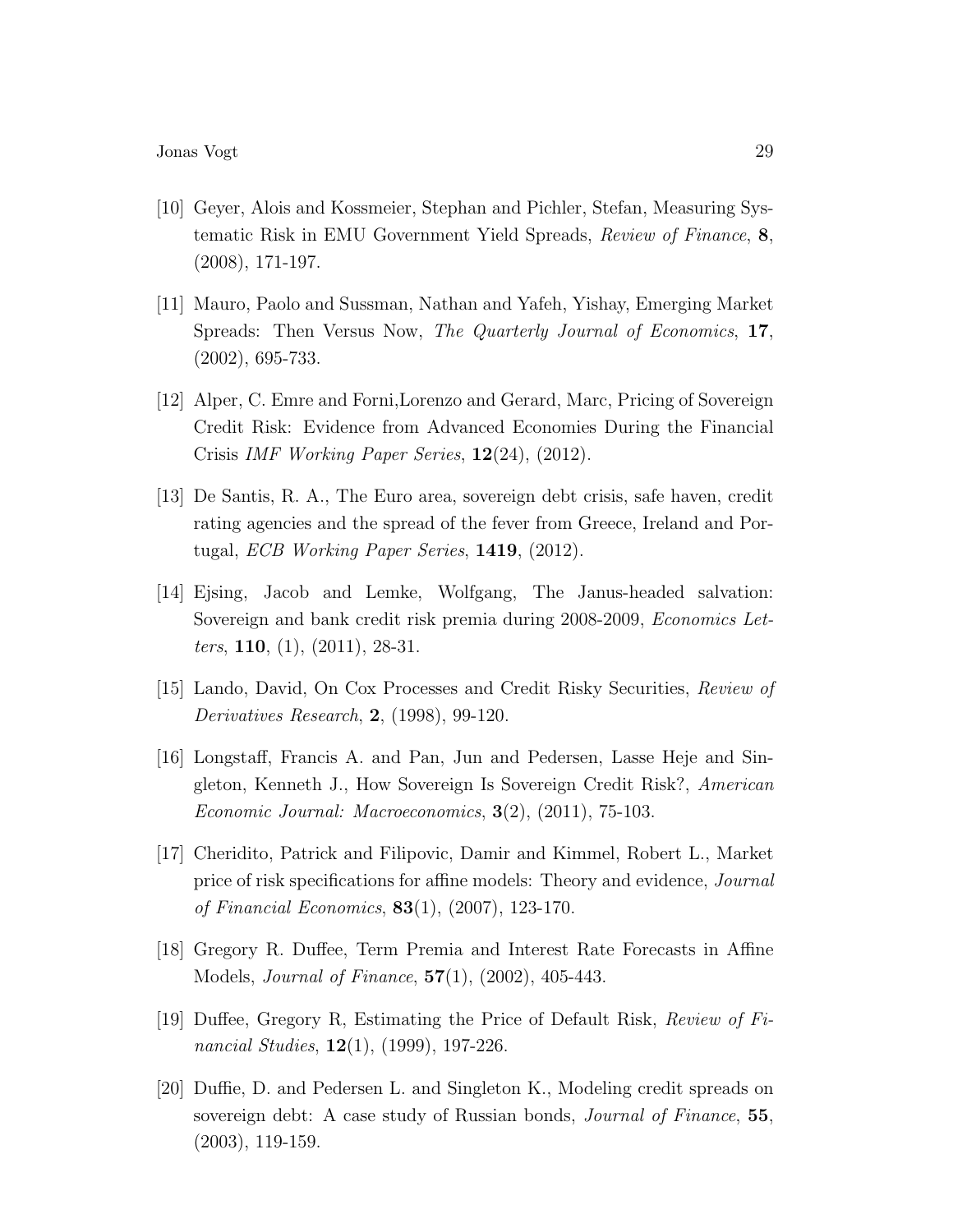[10] Geyer, Alois and Kossmeier, Stephan and Pichler, Stefan, Measuring Systematic Risk in EMU Government Yield Spreads, *Review of Finance*, **8**, (2008), 171-197.

[11] Mauro, Paolo and Sussman, Nathan and Yafeh, Yishay, Emerging Market Spreads: Then Versus Now, *The Quarterly Journal of Economics*, **17**, (2002), 695-733.

[12] Alper, C. Emre and Forni,Lorenzo and Gerard, Marc, Pricing of Sovereign Credit Risk: Evidence from Advanced Economies During the Financial Crisis *IMF Working Paper Series*, **12**(24), (2012).

[13] De Santis, R. A., The Euro area, sovereign debt crisis, safe haven, credit rating agencies and the spread of the fever from Greece, Ireland and Portugal, *ECB Working Paper Series*, **1419**, (2012).

[14] Ejsing, Jacob and Lemke, Wolfgang, The Janus-headed salvation: Sovereign and bank credit risk premia during 2008-2009, *Economics Letters*, **110**, (1), (2011), 28-31.

[15] Lando, David, On Cox Processes and Credit Risky Securities, *Review of Derivatives Research*, **2**, (1998), 99-120.

[16] Longstaff, Francis A. and Pan, Jun and Pedersen, Lasse Heje and Singleton, Kenneth J., How Sovereign Is Sovereign Credit Risk?, *American Economic Journal: Macroeconomics*, **3**(2), (2011), 75-103.

[17] Cheridito, Patrick and Filipovic, Damir and Kimmel, Robert L., Market price of risk specifications for affine models: Theory and evidence, *Journal of Financial Economics*, **83**(1), (2007), 123-170.

[18] Gregory R. Duffee, Term Premia and Interest Rate Forecasts in Affine Models, *Journal of Finance*, **57**(1), (2002), 405-443.

[19] Duffee, Gregory R, Estimating the Price of Default Risk, *Review of Financial Studies*, **12**(1), (1999), 197-226.

[20] Duffie, D. and Pedersen L. and Singleton K., Modeling credit spreads on sovereign debt: A case study of Russian bonds, *Journal of Finance*, **55**, (2003), 119-159.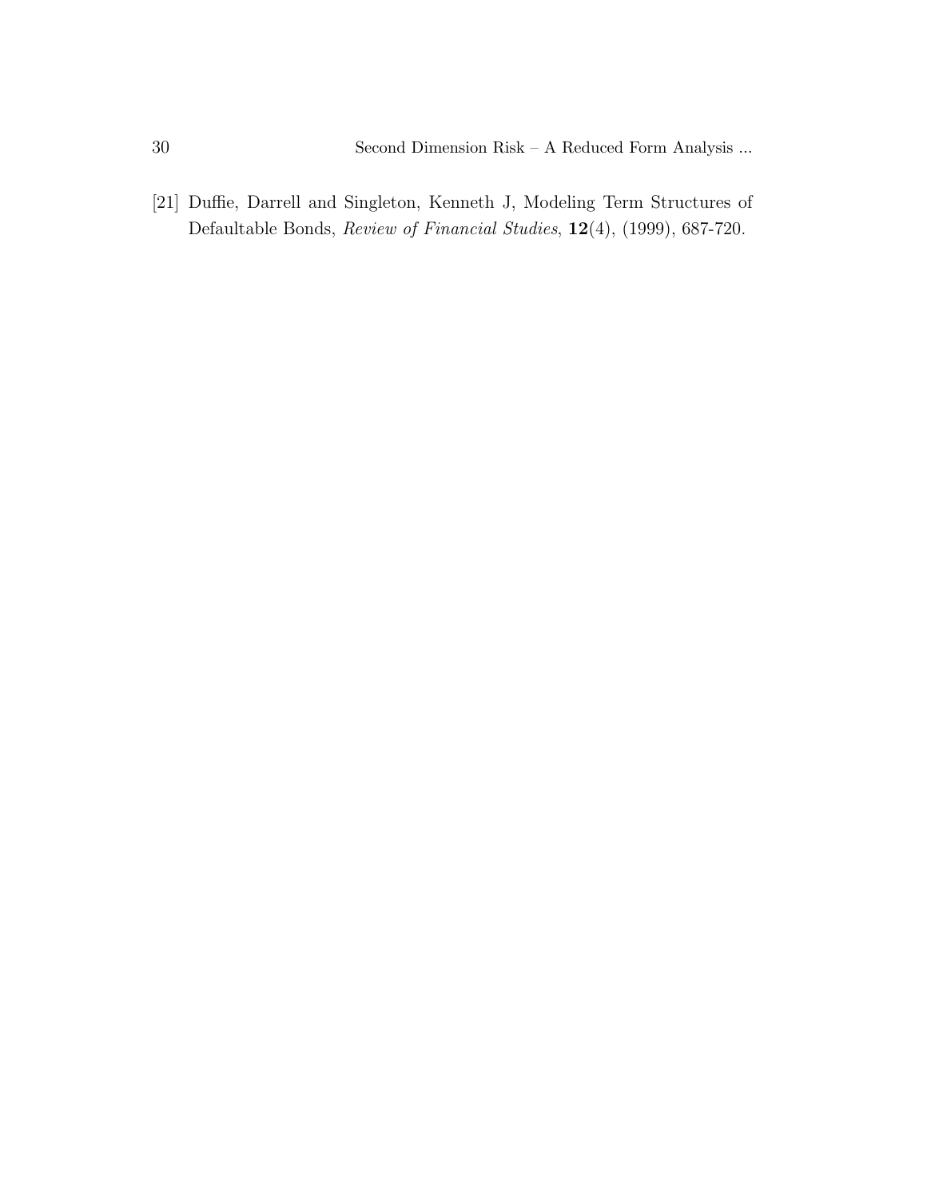[21] Duffie, Darrell and Singleton, Kenneth J, Modeling Term Structures of Defaultable Bonds, *Review of Financial Studies*, **12**(4), (1999), 687-720.